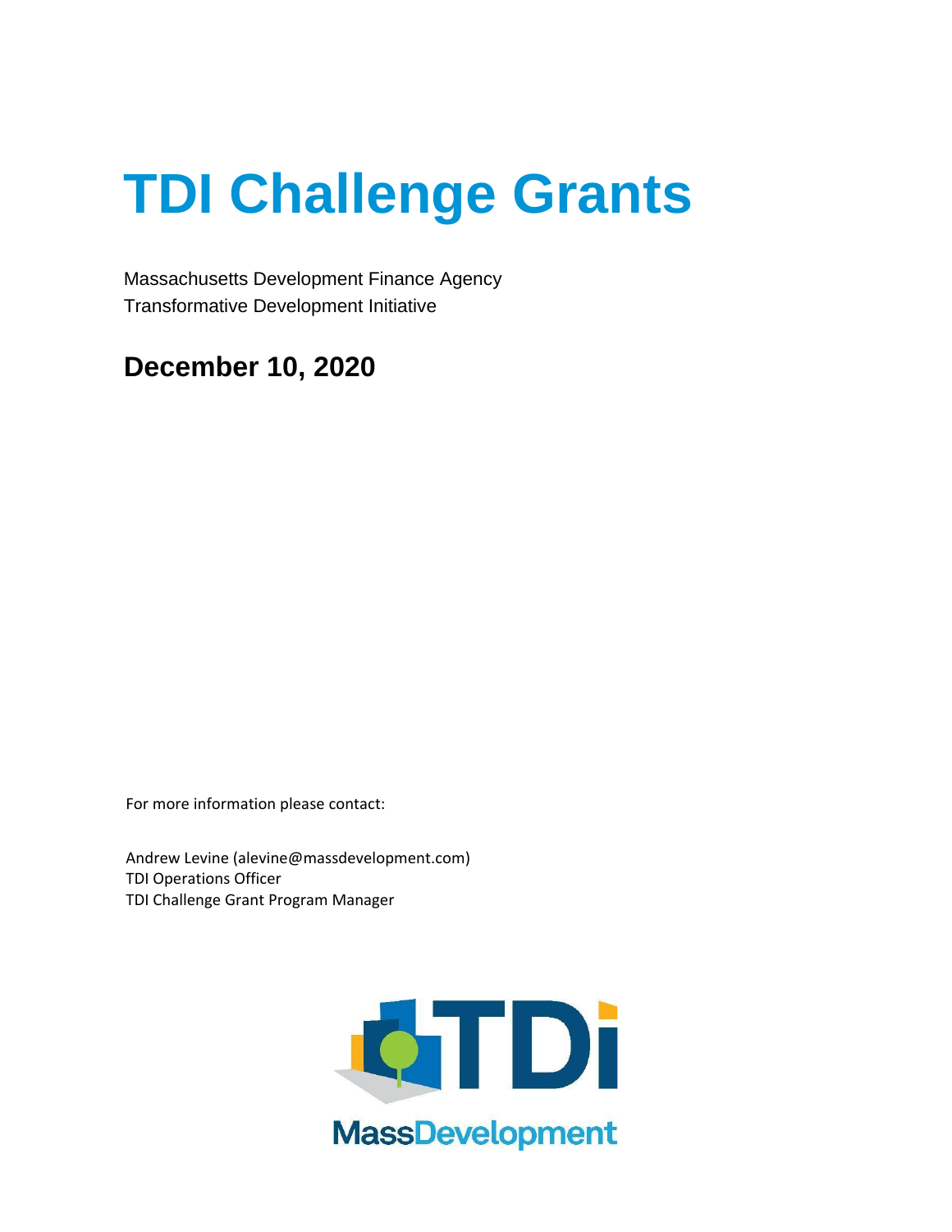# TDI Challenge Grants

Massachusetts Development Finance Agency
Transformative Development Initiative

## December 10, 2020

For more information please contact:

Andrew Levine (alevine@massdevelopment.com)
TDI Operations Officer
TDI Challenge Grant Program Manager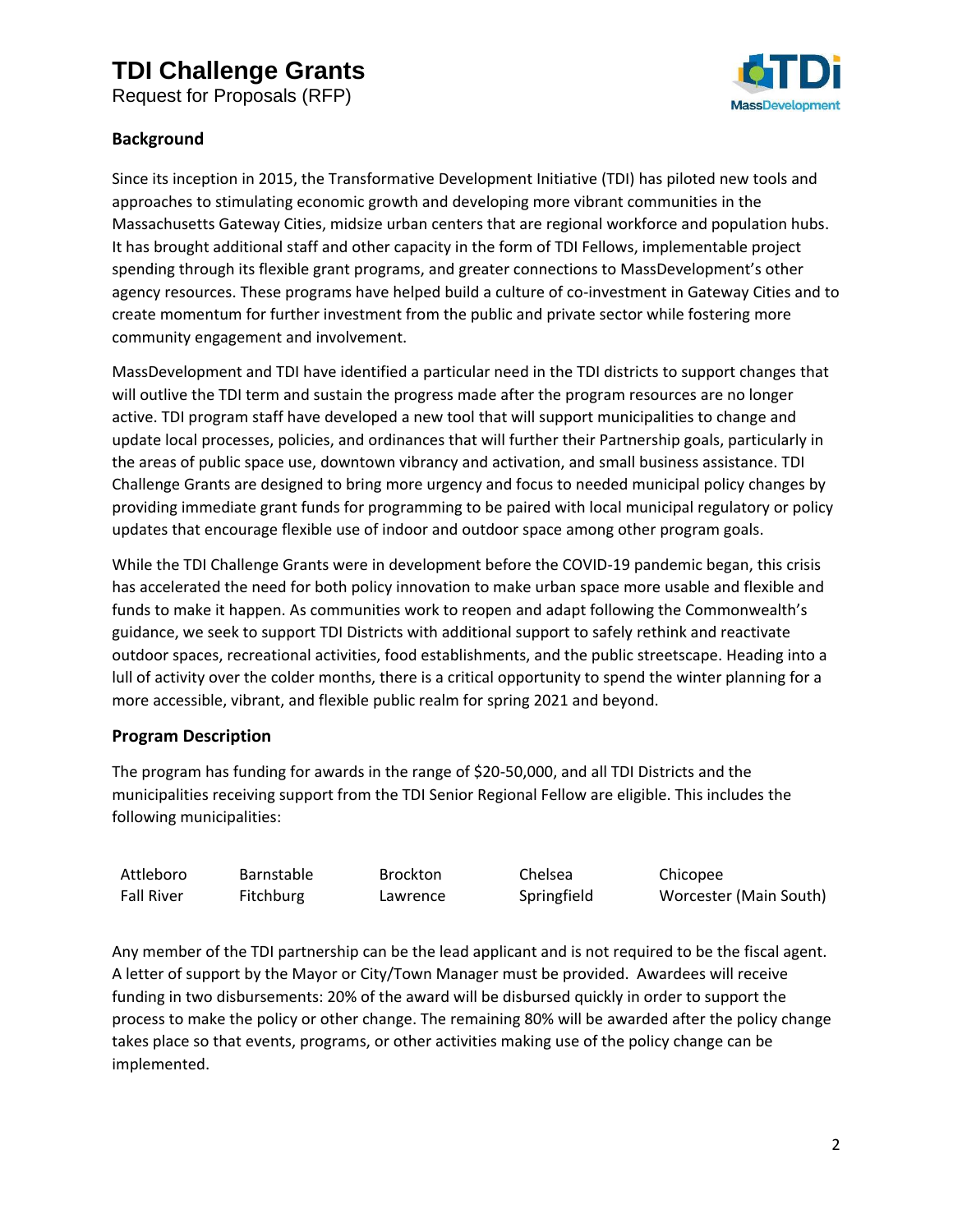# TDI Challenge Grants

Request for Proposals (RFP)

## Background

Since its inception in 2015, the Transformative Development Initiative (TDI) has piloted new tools and approaches to stimulating economic growth and developing more vibrant communities in the Massachusetts Gateway Cities, midsize urban centers that are regional workforce and population hubs. It has brought additional staff and other capacity in the form of TDI Fellows, implementable project spending through its flexible grant programs, and greater connections to MassDevelopment's other agency resources. These programs have helped build a culture of co-investment in Gateway Cities and to create momentum for further investment from the public and private sector while fostering more community engagement and involvement.

MassDevelopment and TDI have identified a particular need in the TDI districts to support changes that will outlive the TDI term and sustain the progress made after the program resources are no longer active. TDI program staff have developed a new tool that will support municipalities to change and update local processes, policies, and ordinances that will further their Partnership goals, particularly in the areas of public space use, downtown vibrancy and activation, and small business assistance. TDI Challenge Grants are designed to bring more urgency and focus to needed municipal policy changes by providing immediate grant funds for programming to be paired with local municipal regulatory or policy updates that encourage flexible use of indoor and outdoor space among other program goals.

While the TDI Challenge Grants were in development before the COVID-19 pandemic began, this crisis has accelerated the need for both policy innovation to make urban space more usable and flexible and funds to make it happen. As communities work to reopen and adapt following the Commonwealth's guidance, we seek to support TDI Districts with additional support to safely rethink and reactivate outdoor spaces, recreational activities, food establishments, and the public streetscape. Heading into a lull of activity over the colder months, there is a critical opportunity to spend the winter planning for a more accessible, vibrant, and flexible public realm for spring 2021 and beyond.

## Program Description

The program has funding for awards in the range of $20-50,000, and all TDI Districts and the municipalities receiving support from the TDI Senior Regional Fellow are eligible. This includes the following municipalities:

| | | | | |
|---|---|---|---|---|
| Attleboro | Barnstable | Brockton | Chelsea | Chicopee |
| Fall River | Fitchburg | Lawrence | Springfield | Worcester (Main South) |

Any member of the TDI partnership can be the lead applicant and is not required to be the fiscal agent. A letter of support by the Mayor or City/Town Manager must be provided. Awardees will receive funding in two disbursements: 20% of the award will be disbursed quickly in order to support the process to make the policy or other change. The remaining 80% will be awarded after the policy change takes place so that events, programs, or other activities making use of the policy change can be implemented.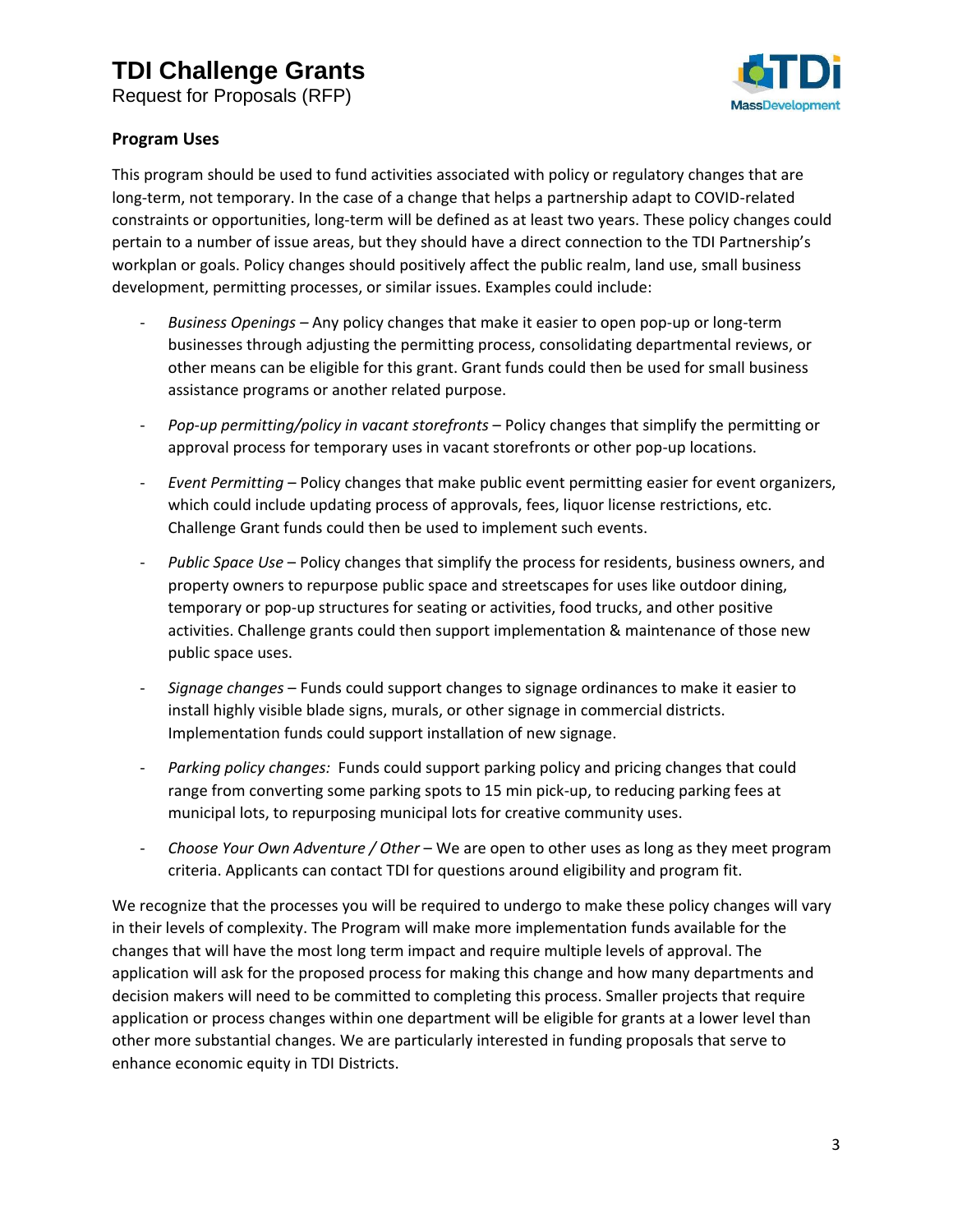## Program Uses

This program should be used to fund activities associated with policy or regulatory changes that are long-term, not temporary. In the case of a change that helps a partnership adapt to COVID-related constraints or opportunities, long-term will be defined as at least two years. These policy changes could pertain to a number of issue areas, but they should have a direct connection to the TDI Partnership's workplan or goals. Policy changes should positively affect the public realm, land use, small business development, permitting processes, or similar issues. Examples could include:

- *Business Openings* – Any policy changes that make it easier to open pop-up or long-term businesses through adjusting the permitting process, consolidating departmental reviews, or other means can be eligible for this grant. Grant funds could then be used for small business assistance programs or another related purpose.
- *Pop-up permitting/policy in vacant storefronts* – Policy changes that simplify the permitting or approval process for temporary uses in vacant storefronts or other pop-up locations.
- *Event Permitting* – Policy changes that make public event permitting easier for event organizers, which could include updating process of approvals, fees, liquor license restrictions, etc. Challenge Grant funds could then be used to implement such events.
- *Public Space Use* – Policy changes that simplify the process for residents, business owners, and property owners to repurpose public space and streetscapes for uses like outdoor dining, temporary or pop-up structures for seating or activities, food trucks, and other positive activities. Challenge grants could then support implementation & maintenance of those new public space uses.
- *Signage changes* – Funds could support changes to signage ordinances to make it easier to install highly visible blade signs, murals, or other signage in commercial districts. Implementation funds could support installation of new signage.
- *Parking policy changes:* Funds could support parking policy and pricing changes that could range from converting some parking spots to 15 min pick-up, to reducing parking fees at municipal lots, to repurposing municipal lots for creative community uses.
- *Choose Your Own Adventure / Other* – We are open to other uses as long as they meet program criteria. Applicants can contact TDI for questions around eligibility and program fit.

We recognize that the processes you will be required to undergo to make these policy changes will vary in their levels of complexity. The Program will make more implementation funds available for the changes that will have the most long term impact and require multiple levels of approval. The application will ask for the proposed process for making this change and how many departments and decision makers will need to be committed to completing this process. Smaller projects that require application or process changes within one department will be eligible for grants at a lower level than other more substantial changes. We are particularly interested in funding proposals that serve to enhance economic equity in TDI Districts.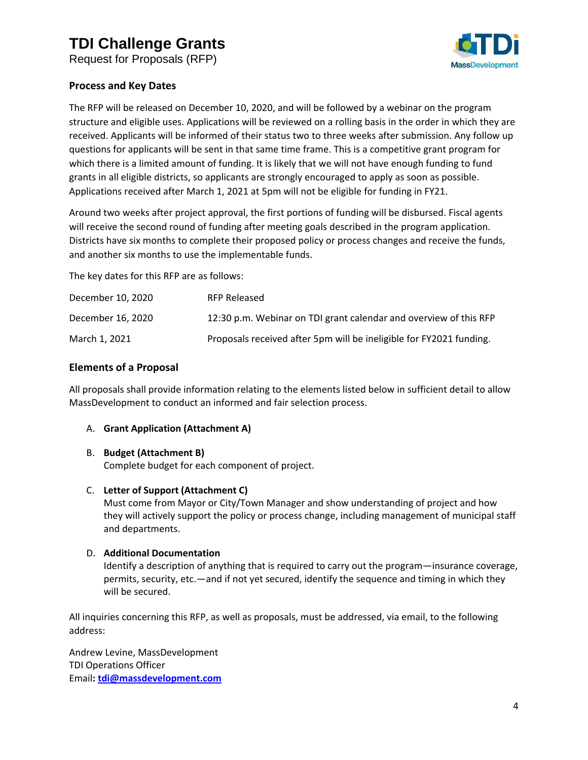## Process and Key Dates

The RFP will be released on December 10, 2020, and will be followed by a webinar on the program structure and eligible uses. Applications will be reviewed on a rolling basis in the order in which they are received. Applicants will be informed of their status two to three weeks after submission. Any follow up questions for applicants will be sent in that same time frame. This is a competitive grant program for which there is a limited amount of funding. It is likely that we will not have enough funding to fund grants in all eligible districts, so applicants are strongly encouraged to apply as soon as possible. Applications received after March 1, 2021 at 5pm will not be eligible for funding in FY21.

Around two weeks after project approval, the first portions of funding will be disbursed. Fiscal agents will receive the second round of funding after meeting goals described in the program application. Districts have six months to complete their proposed policy or process changes and receive the funds, and another six months to use the implementable funds.

The key dates for this RFP are as follows:

| | |
|---|---|
| December 10, 2020 | RFP Released |
| December 16, 2020 | 12:30 p.m. Webinar on TDI grant calendar and overview of this RFP |
| March 1, 2021 | Proposals received after 5pm will be ineligible for FY2021 funding. |

## Elements of a Proposal

All proposals shall provide information relating to the elements listed below in sufficient detail to allow MassDevelopment to conduct an informed and fair selection process.

A. **Grant Application (Attachment A)**

B. **Budget (Attachment B)**
Complete budget for each component of project.

C. **Letter of Support (Attachment C)**
Must come from Mayor or City/Town Manager and show understanding of project and how they will actively support the policy or process change, including management of municipal staff and departments.

D. **Additional Documentation**
Identify a description of anything that is required to carry out the program—insurance coverage, permits, security, etc.—and if not yet secured, identify the sequence and timing in which they will be secured.

All inquiries concerning this RFP, as well as proposals, must be addressed, via email, to the following address:

Andrew Levine, MassDevelopment
TDI Operations Officer
Email**:** **tdi@massdevelopment.com**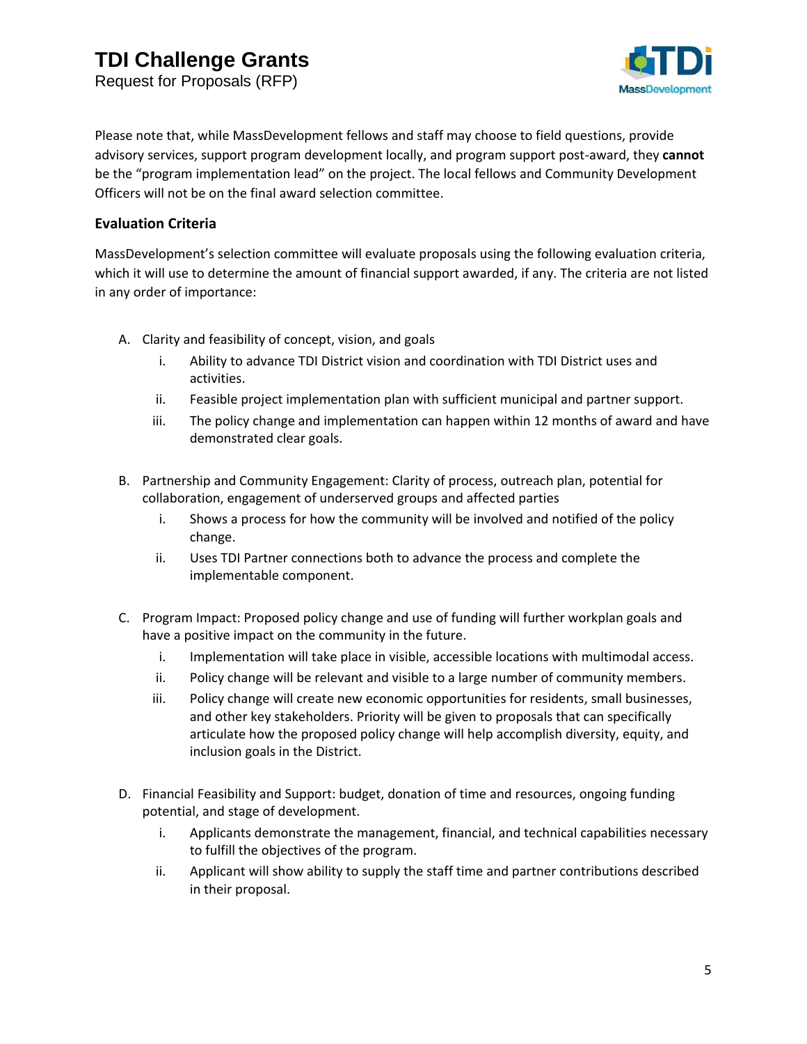Please note that, while MassDevelopment fellows and staff may choose to field questions, provide advisory services, support program development locally, and program support post-award, they **cannot** be the "program implementation lead" on the project. The local fellows and Community Development Officers will not be on the final award selection committee.

### Evaluation Criteria

MassDevelopment's selection committee will evaluate proposals using the following evaluation criteria, which it will use to determine the amount of financial support awarded, if any. The criteria are not listed in any order of importance:

A. Clarity and feasibility of concept, vision, and goals
   i. Ability to advance TDI District vision and coordination with TDI District uses and activities.
   ii. Feasible project implementation plan with sufficient municipal and partner support.
   iii. The policy change and implementation can happen within 12 months of award and have demonstrated clear goals.

B. Partnership and Community Engagement: Clarity of process, outreach plan, potential for collaboration, engagement of underserved groups and affected parties
   i. Shows a process for how the community will be involved and notified of the policy change.
   ii. Uses TDI Partner connections both to advance the process and complete the implementable component.

C. Program Impact: Proposed policy change and use of funding will further workplan goals and have a positive impact on the community in the future.
   i. Implementation will take place in visible, accessible locations with multimodal access.
   ii. Policy change will be relevant and visible to a large number of community members.
   iii. Policy change will create new economic opportunities for residents, small businesses, and other key stakeholders. Priority will be given to proposals that can specifically articulate how the proposed policy change will help accomplish diversity, equity, and inclusion goals in the District.

D. Financial Feasibility and Support: budget, donation of time and resources, ongoing funding potential, and stage of development.
   i. Applicants demonstrate the management, financial, and technical capabilities necessary to fulfill the objectives of the program.
   ii. Applicant will show ability to supply the staff time and partner contributions described in their proposal.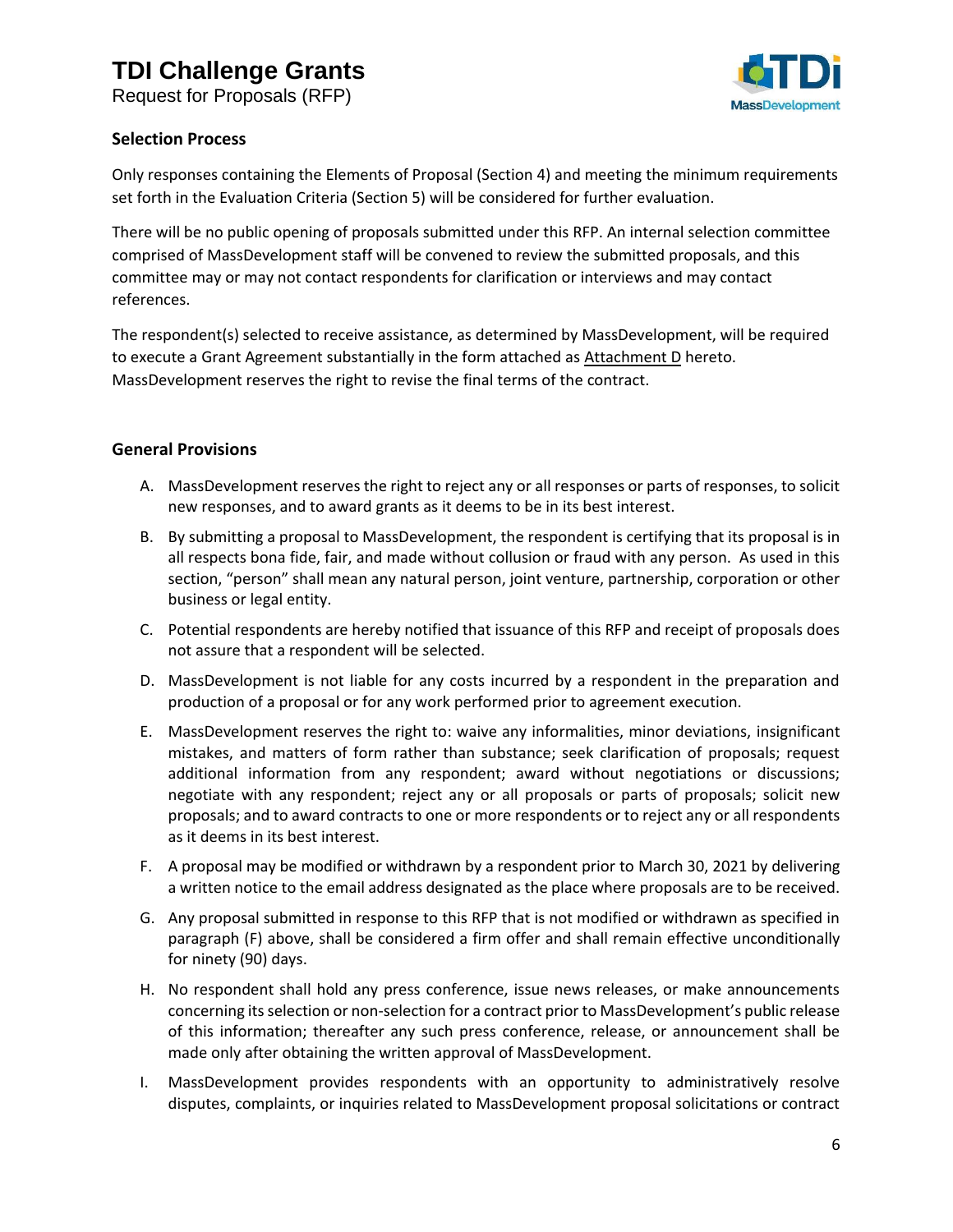### Selection Process

Only responses containing the Elements of Proposal (Section 4) and meeting the minimum requirements set forth in the Evaluation Criteria (Section 5) will be considered for further evaluation.

There will be no public opening of proposals submitted under this RFP. An internal selection committee comprised of MassDevelopment staff will be convened to review the submitted proposals, and this committee may or may not contact respondents for clarification or interviews and may contact references.

The respondent(s) selected to receive assistance, as determined by MassDevelopment, will be required to execute a Grant Agreement substantially in the form attached as Attachment D hereto. MassDevelopment reserves the right to revise the final terms of the contract.

### General Provisions

A. MassDevelopment reserves the right to reject any or all responses or parts of responses, to solicit new responses, and to award grants as it deems to be in its best interest.

B. By submitting a proposal to MassDevelopment, the respondent is certifying that its proposal is in all respects bona fide, fair, and made without collusion or fraud with any person. As used in this section, "person" shall mean any natural person, joint venture, partnership, corporation or other business or legal entity.

C. Potential respondents are hereby notified that issuance of this RFP and receipt of proposals does not assure that a respondent will be selected.

D. MassDevelopment is not liable for any costs incurred by a respondent in the preparation and production of a proposal or for any work performed prior to agreement execution.

E. MassDevelopment reserves the right to: waive any informalities, minor deviations, insignificant mistakes, and matters of form rather than substance; seek clarification of proposals; request additional information from any respondent; award without negotiations or discussions; negotiate with any respondent; reject any or all proposals or parts of proposals; solicit new proposals; and to award contracts to one or more respondents or to reject any or all respondents as it deems in its best interest.

F. A proposal may be modified or withdrawn by a respondent prior to March 30, 2021 by delivering a written notice to the email address designated as the place where proposals are to be received.

G. Any proposal submitted in response to this RFP that is not modified or withdrawn as specified in paragraph (F) above, shall be considered a firm offer and shall remain effective unconditionally for ninety (90) days.

H. No respondent shall hold any press conference, issue news releases, or make announcements concerning its selection or non-selection for a contract prior to MassDevelopment's public release of this information; thereafter any such press conference, release, or announcement shall be made only after obtaining the written approval of MassDevelopment.

I. MassDevelopment provides respondents with an opportunity to administratively resolve disputes, complaints, or inquiries related to MassDevelopment proposal solicitations or contract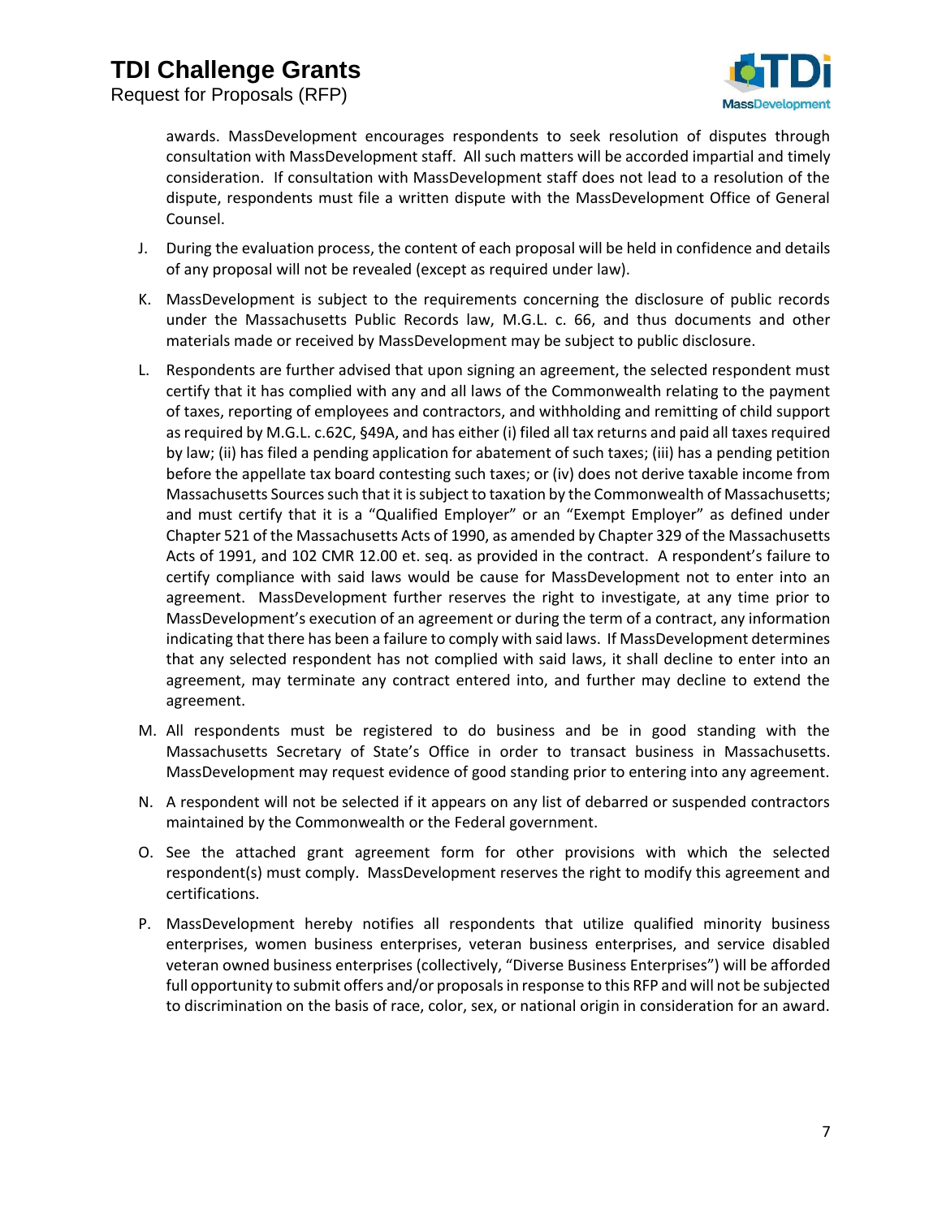awards. MassDevelopment encourages respondents to seek resolution of disputes through consultation with MassDevelopment staff. All such matters will be accorded impartial and timely consideration. If consultation with MassDevelopment staff does not lead to a resolution of the dispute, respondents must file a written dispute with the MassDevelopment Office of General Counsel.

J. During the evaluation process, the content of each proposal will be held in confidence and details of any proposal will not be revealed (except as required under law).

K. MassDevelopment is subject to the requirements concerning the disclosure of public records under the Massachusetts Public Records law, M.G.L. c. 66, and thus documents and other materials made or received by MassDevelopment may be subject to public disclosure.

L. Respondents are further advised that upon signing an agreement, the selected respondent must certify that it has complied with any and all laws of the Commonwealth relating to the payment of taxes, reporting of employees and contractors, and withholding and remitting of child support as required by M.G.L. c.62C, §49A, and has either (i) filed all tax returns and paid all taxes required by law; (ii) has filed a pending application for abatement of such taxes; (iii) has a pending petition before the appellate tax board contesting such taxes; or (iv) does not derive taxable income from Massachusetts Sources such that it is subject to taxation by the Commonwealth of Massachusetts; and must certify that it is a "Qualified Employer" or an "Exempt Employer" as defined under Chapter 521 of the Massachusetts Acts of 1990, as amended by Chapter 329 of the Massachusetts Acts of 1991, and 102 CMR 12.00 et. seq. as provided in the contract. A respondent's failure to certify compliance with said laws would be cause for MassDevelopment not to enter into an agreement. MassDevelopment further reserves the right to investigate, at any time prior to MassDevelopment's execution of an agreement or during the term of a contract, any information indicating that there has been a failure to comply with said laws. If MassDevelopment determines that any selected respondent has not complied with said laws, it shall decline to enter into an agreement, may terminate any contract entered into, and further may decline to extend the agreement.

M. All respondents must be registered to do business and be in good standing with the Massachusetts Secretary of State's Office in order to transact business in Massachusetts. MassDevelopment may request evidence of good standing prior to entering into any agreement.

N. A respondent will not be selected if it appears on any list of debarred or suspended contractors maintained by the Commonwealth or the Federal government.

O. See the attached grant agreement form for other provisions with which the selected respondent(s) must comply. MassDevelopment reserves the right to modify this agreement and certifications.

P. MassDevelopment hereby notifies all respondents that utilize qualified minority business enterprises, women business enterprises, veteran business enterprises, and service disabled veteran owned business enterprises (collectively, "Diverse Business Enterprises") will be afforded full opportunity to submit offers and/or proposals in response to this RFP and will not be subjected to discrimination on the basis of race, color, sex, or national origin in consideration for an award.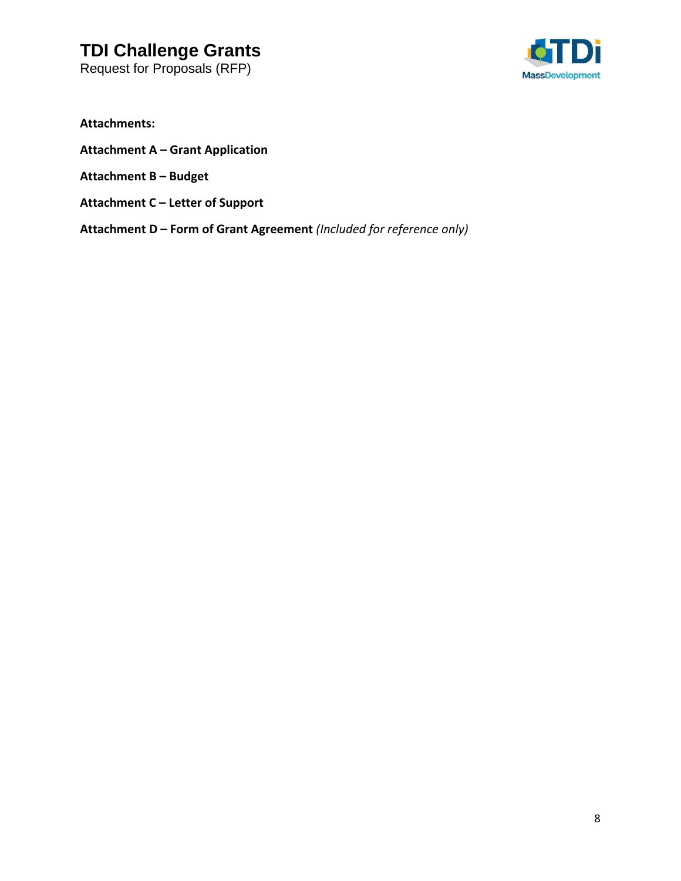**Attachments:**

**Attachment A – Grant Application**

**Attachment B – Budget**

**Attachment C – Letter of Support**

**Attachment D – Form of Grant Agreement** *(Included for reference only)*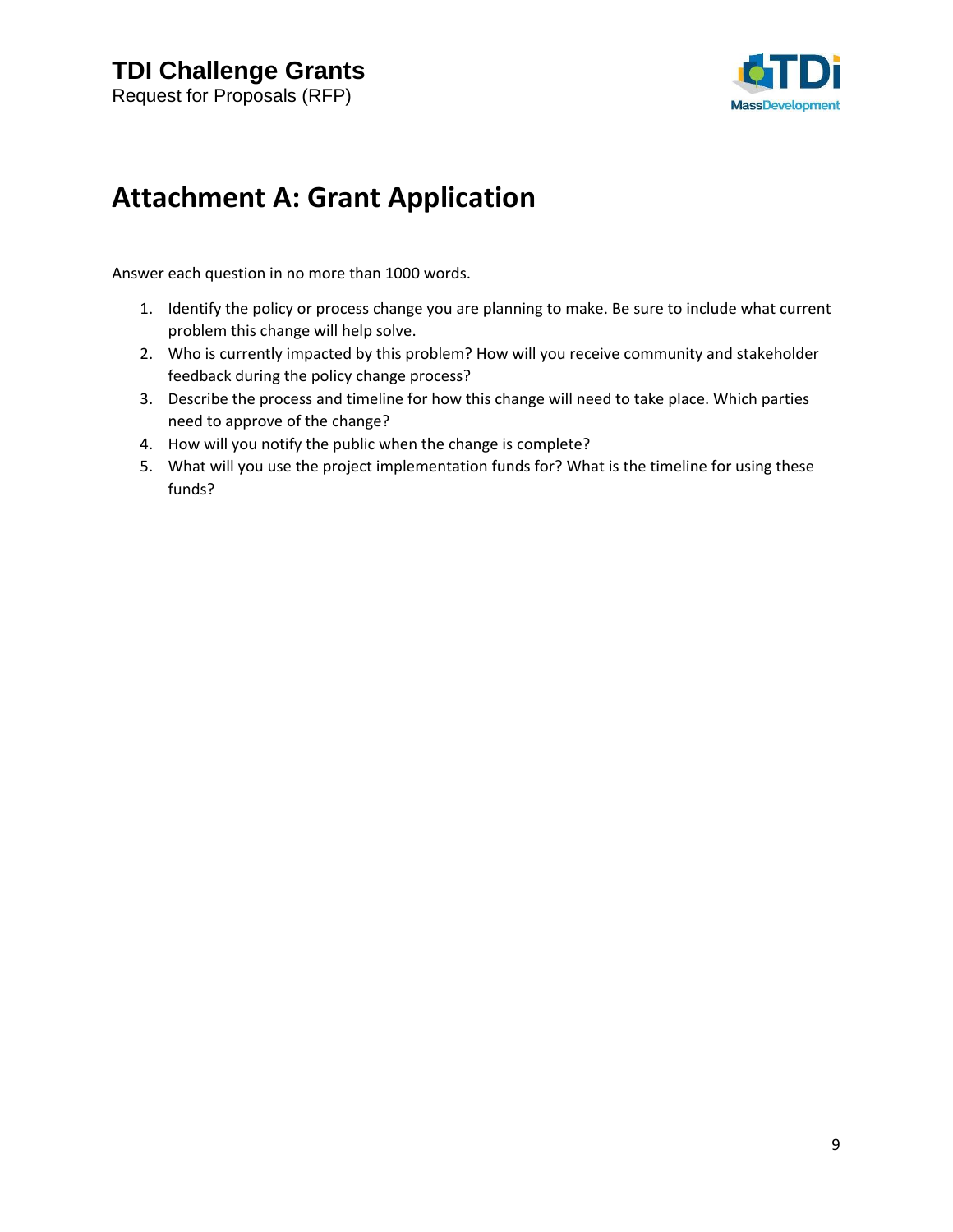# Attachment A: Grant Application

Answer each question in no more than 1000 words.

1. Identify the policy or process change you are planning to make. Be sure to include what current problem this change will help solve.
2. Who is currently impacted by this problem? How will you receive community and stakeholder feedback during the policy change process?
3. Describe the process and timeline for how this change will need to take place. Which parties need to approve of the change?
4. How will you notify the public when the change is complete?
5. What will you use the project implementation funds for? What is the timeline for using these funds?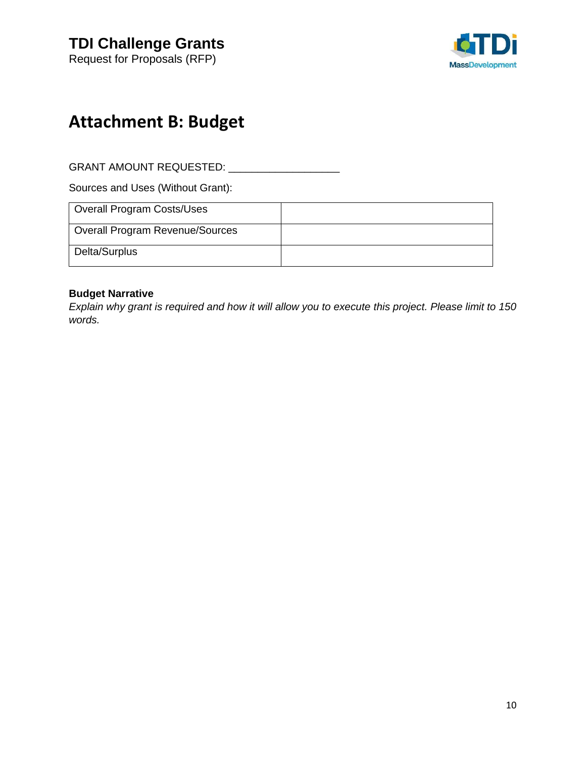# Attachment B: Budget

GRANT AMOUNT REQUESTED: ___________________

Sources and Uses (Without Grant):

| Overall Program Costs/Uses | |
|---|---|
| Overall Program Revenue/Sources | |
| Delta/Surplus | |

**Budget Narrative**

*Explain why grant is required and how it will allow you to execute this project. Please limit to 150 words.*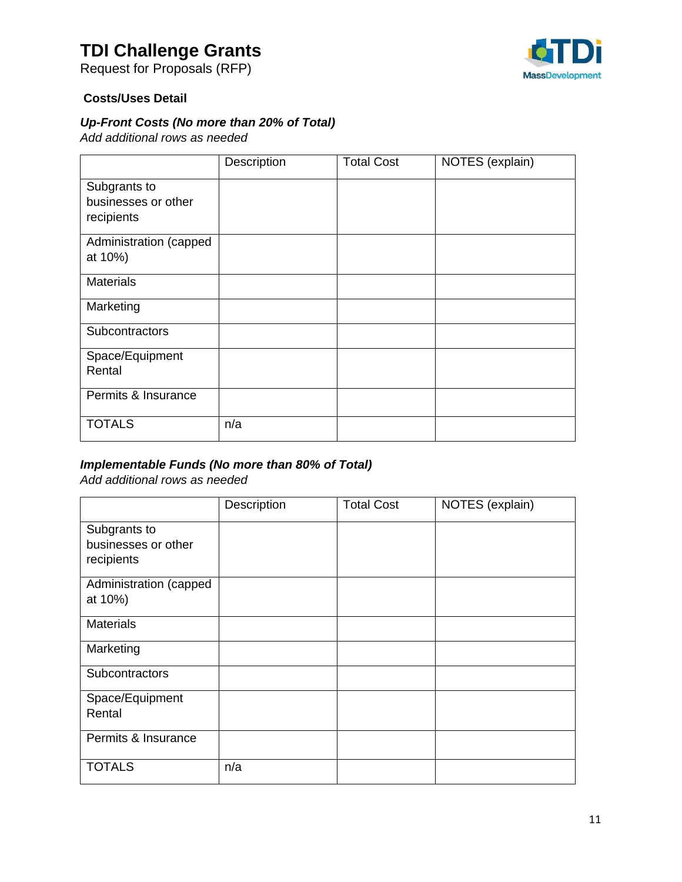# TDI Challenge Grants

Request for Proposals (RFP)

### Costs/Uses Detail

***Up-Front Costs (No more than 20% of Total)***

*Add additional rows as needed*

| | Description | Total Cost | NOTES (explain) |
|---|---|---|---|
| Subgrants to businesses or other recipients | | | |
| Administration (capped at 10%) | | | |
| Materials | | | |
| Marketing | | | |
| Subcontractors | | | |
| Space/Equipment Rental | | | |
| Permits & Insurance | | | |
| TOTALS | n/a | | |

***Implementable Funds (No more than 80% of Total)***

*Add additional rows as needed*

| | Description | Total Cost | NOTES (explain) |
|---|---|---|---|
| Subgrants to businesses or other recipients | | | |
| Administration (capped at 10%) | | | |
| Materials | | | |
| Marketing | | | |
| Subcontractors | | | |
| Space/Equipment Rental | | | |
| Permits & Insurance | | | |
| TOTALS | n/a | | |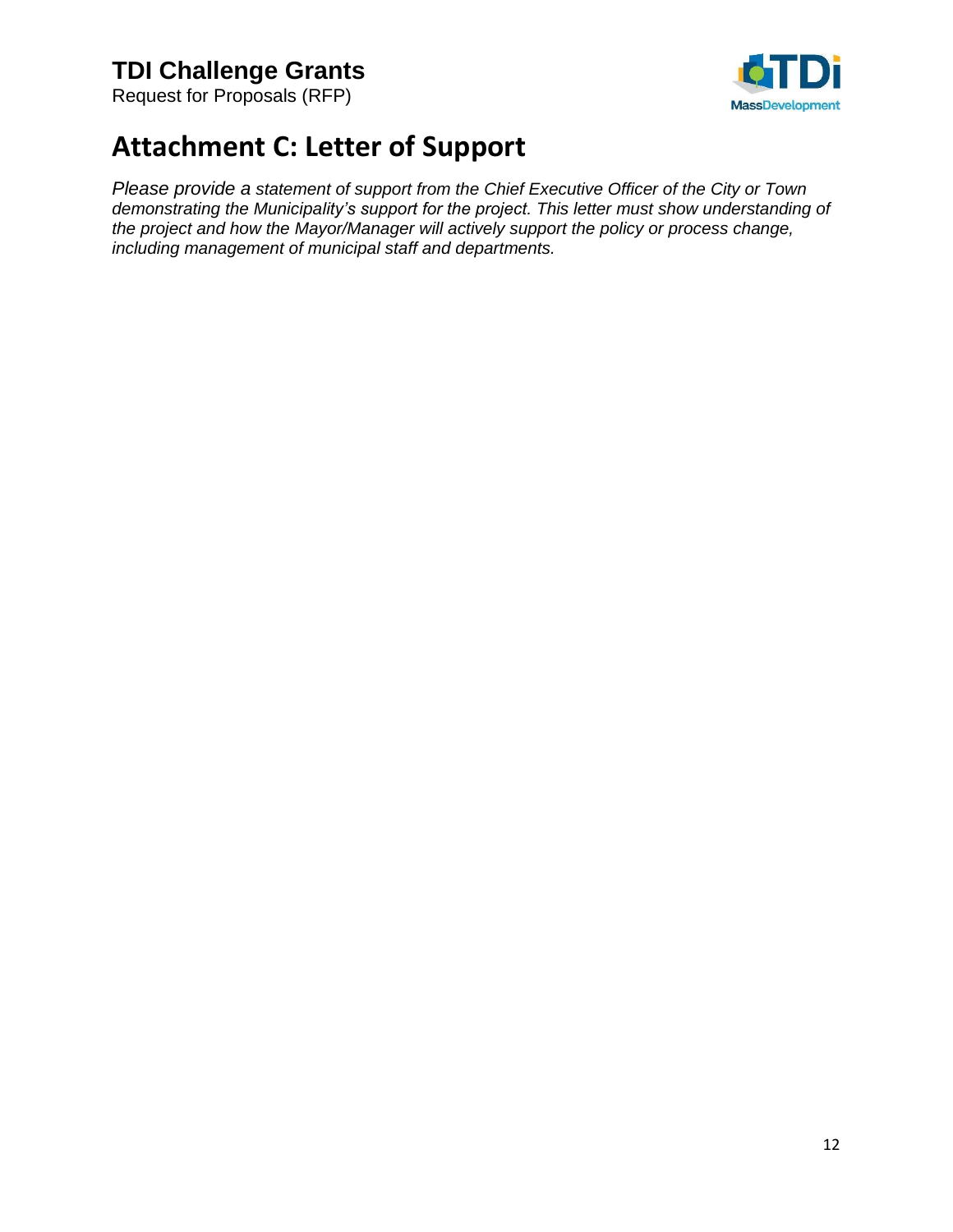# Attachment C: Letter of Support

*Please provide a statement of support from the Chief Executive Officer of the City or Town demonstrating the Municipality's support for the project. This letter must show understanding of the project and how the Mayor/Manager will actively support the policy or process change, including management of municipal staff and departments.*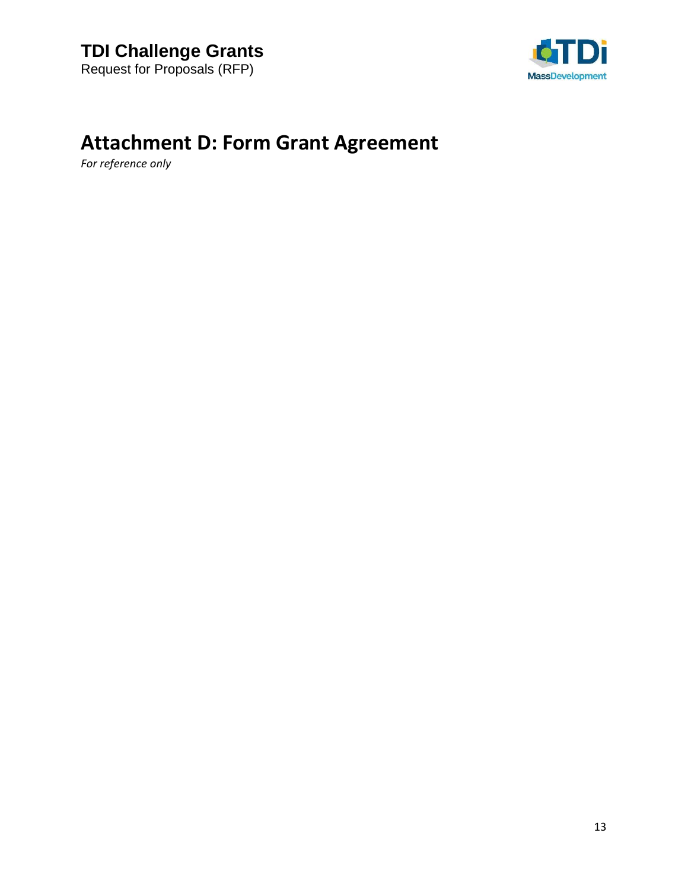# Attachment D: Form Grant Agreement

*For reference only*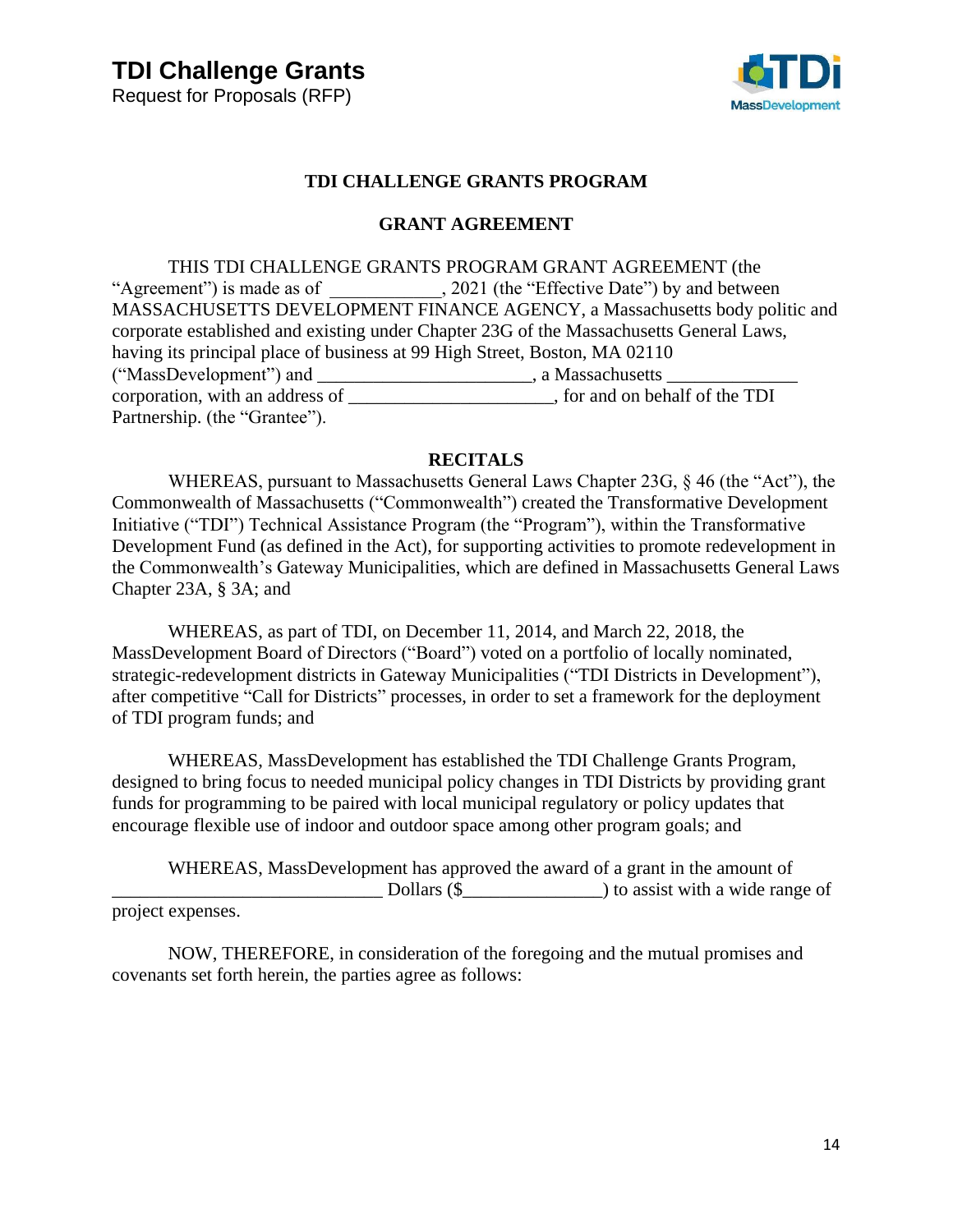## TDI CHALLENGE GRANTS PROGRAM

## GRANT AGREEMENT

THIS TDI CHALLENGE GRANTS PROGRAM GRANT AGREEMENT (the "Agreement") is made as of ____________, 2021 (the "Effective Date") by and between MASSACHUSETTS DEVELOPMENT FINANCE AGENCY, a Massachusetts body politic and corporate established and existing under Chapter 23G of the Massachusetts General Laws, having its principal place of business at 99 High Street, Boston, MA 02110 ("MassDevelopment") and _______________________, a Massachusetts ______________ corporation, with an address of ______________________, for and on behalf of the TDI Partnership. (the "Grantee").

### RECITALS

WHEREAS, pursuant to Massachusetts General Laws Chapter 23G, § 46 (the "Act"), the Commonwealth of Massachusetts ("Commonwealth") created the Transformative Development Initiative ("TDI") Technical Assistance Program (the "Program"), within the Transformative Development Fund (as defined in the Act), for supporting activities to promote redevelopment in the Commonwealth's Gateway Municipalities, which are defined in Massachusetts General Laws Chapter 23A, § 3A; and

WHEREAS, as part of TDI, on December 11, 2014, and March 22, 2018, the MassDevelopment Board of Directors ("Board") voted on a portfolio of locally nominated, strategic-redevelopment districts in Gateway Municipalities ("TDI Districts in Development"), after competitive "Call for Districts" processes, in order to set a framework for the deployment of TDI program funds; and

WHEREAS, MassDevelopment has established the TDI Challenge Grants Program, designed to bring focus to needed municipal policy changes in TDI Districts by providing grant funds for programming to be paired with local municipal regulatory or policy updates that encourage flexible use of indoor and outdoor space among other program goals; and

WHEREAS, MassDevelopment has approved the award of a grant in the amount of _____________________________ Dollars ($_______________) to assist with a wide range of project expenses.

NOW, THEREFORE, in consideration of the foregoing and the mutual promises and covenants set forth herein, the parties agree as follows: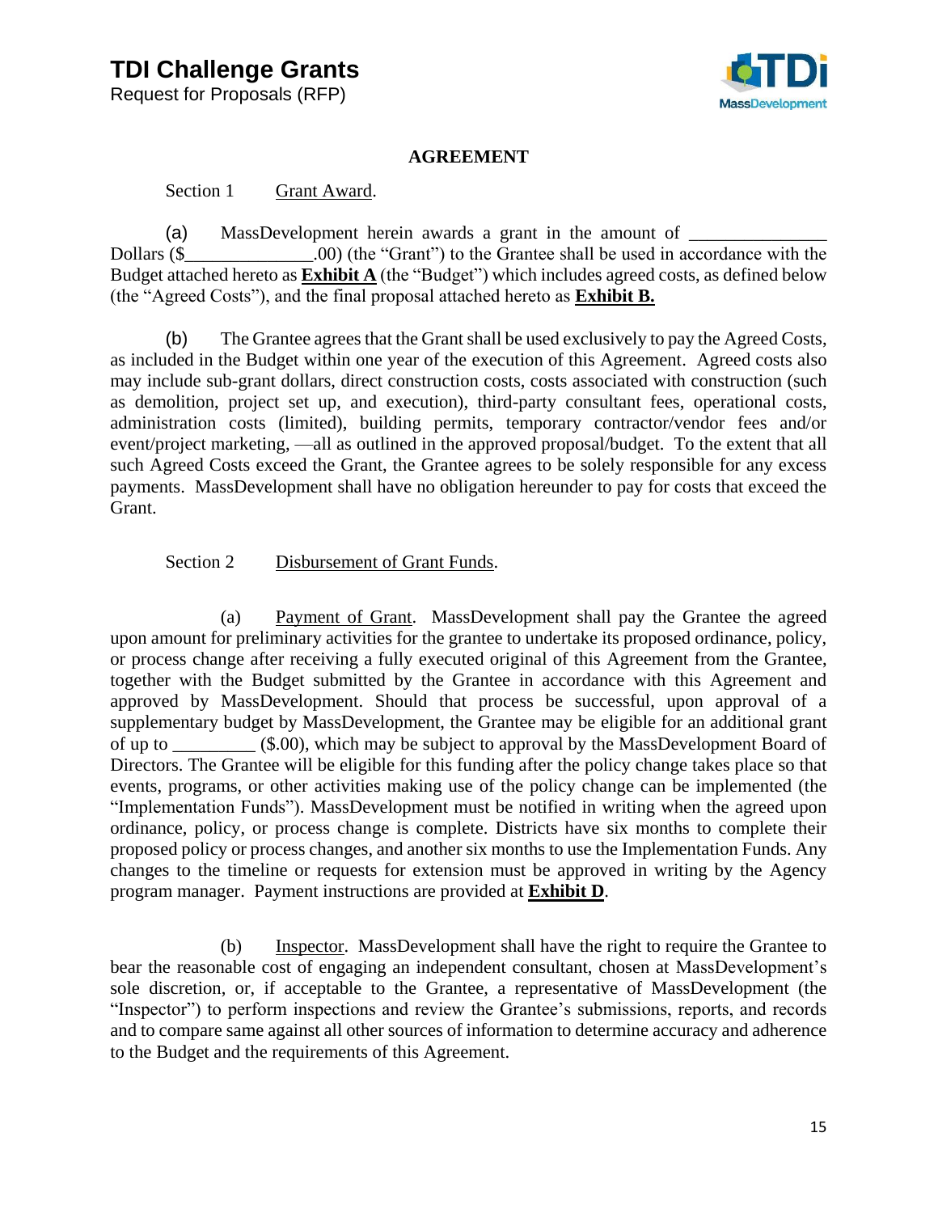## AGREEMENT

Section 1 Grant Award.

(a) MassDevelopment herein awards a grant in the amount of _______________ Dollars ($______________.00) (the "Grant") to the Grantee shall be used in accordance with the Budget attached hereto as **Exhibit A** (the "Budget") which includes agreed costs, as defined below (the "Agreed Costs"), and the final proposal attached hereto as **Exhibit B.**

(b) The Grantee agrees that the Grant shall be used exclusively to pay the Agreed Costs, as included in the Budget within one year of the execution of this Agreement. Agreed costs also may include sub-grant dollars, direct construction costs, costs associated with construction (such as demolition, project set up, and execution), third-party consultant fees, operational costs, administration costs (limited), building permits, temporary contractor/vendor fees and/or event/project marketing, —all as outlined in the approved proposal/budget. To the extent that all such Agreed Costs exceed the Grant, the Grantee agrees to be solely responsible for any excess payments. MassDevelopment shall have no obligation hereunder to pay for costs that exceed the Grant.

Section 2 Disbursement of Grant Funds.

(a) Payment of Grant. MassDevelopment shall pay the Grantee the agreed upon amount for preliminary activities for the grantee to undertake its proposed ordinance, policy, or process change after receiving a fully executed original of this Agreement from the Grantee, together with the Budget submitted by the Grantee in accordance with this Agreement and approved by MassDevelopment. Should that process be successful, upon approval of a supplementary budget by MassDevelopment, the Grantee may be eligible for an additional grant of up to _________ ($.00), which may be subject to approval by the MassDevelopment Board of Directors. The Grantee will be eligible for this funding after the policy change takes place so that events, programs, or other activities making use of the policy change can be implemented (the "Implementation Funds"). MassDevelopment must be notified in writing when the agreed upon ordinance, policy, or process change is complete. Districts have six months to complete their proposed policy or process changes, and another six months to use the Implementation Funds. Any changes to the timeline or requests for extension must be approved in writing by the Agency program manager. Payment instructions are provided at **Exhibit D**.

(b) Inspector. MassDevelopment shall have the right to require the Grantee to bear the reasonable cost of engaging an independent consultant, chosen at MassDevelopment's sole discretion, or, if acceptable to the Grantee, a representative of MassDevelopment (the "Inspector") to perform inspections and review the Grantee's submissions, reports, and records and to compare same against all other sources of information to determine accuracy and adherence to the Budget and the requirements of this Agreement.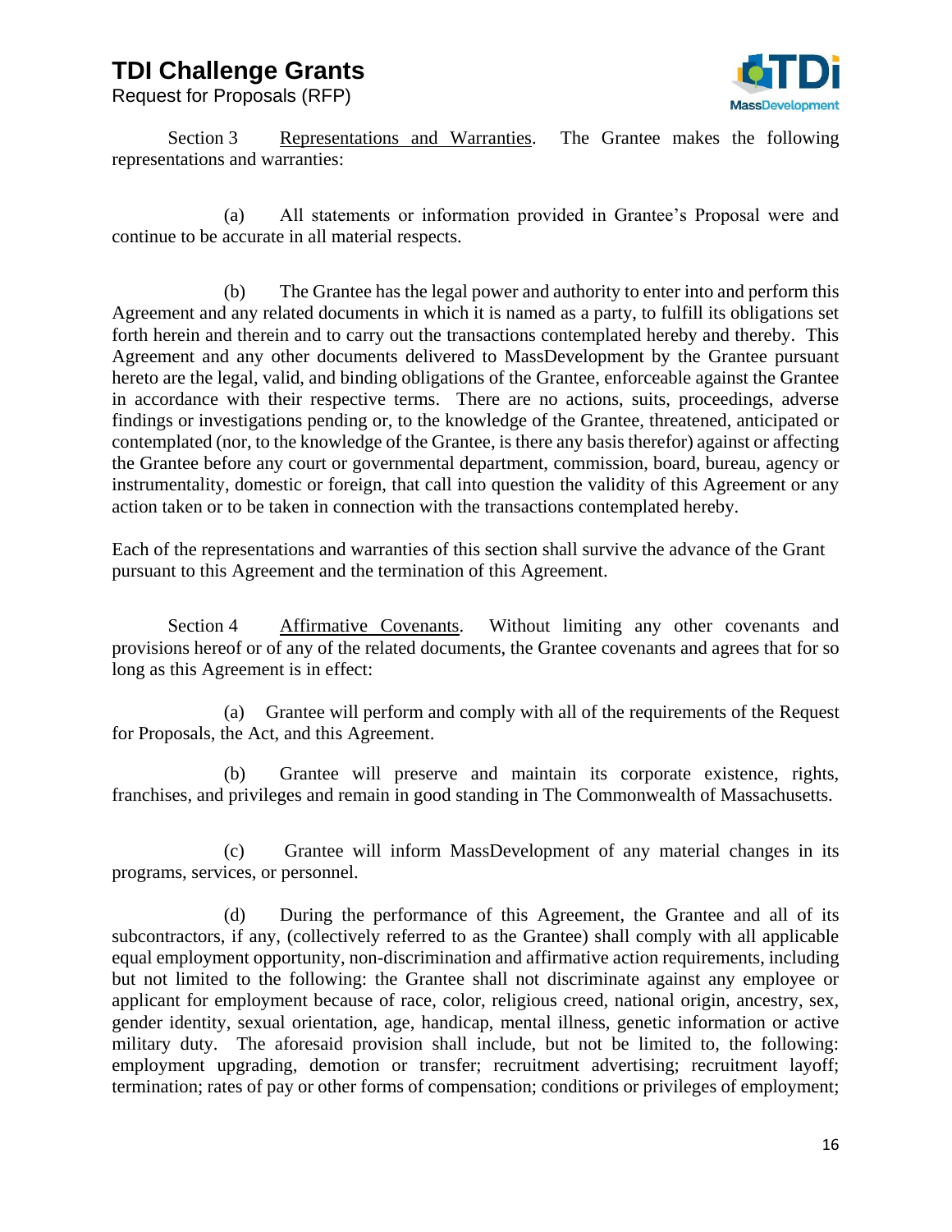Section 3 Representations and Warranties. The Grantee makes the following representations and warranties:

(a) All statements or information provided in Grantee's Proposal were and continue to be accurate in all material respects.

(b) The Grantee has the legal power and authority to enter into and perform this Agreement and any related documents in which it is named as a party, to fulfill its obligations set forth herein and therein and to carry out the transactions contemplated hereby and thereby. This Agreement and any other documents delivered to MassDevelopment by the Grantee pursuant hereto are the legal, valid, and binding obligations of the Grantee, enforceable against the Grantee in accordance with their respective terms. There are no actions, suits, proceedings, adverse findings or investigations pending or, to the knowledge of the Grantee, threatened, anticipated or contemplated (nor, to the knowledge of the Grantee, is there any basis therefor) against or affecting the Grantee before any court or governmental department, commission, board, bureau, agency or instrumentality, domestic or foreign, that call into question the validity of this Agreement or any action taken or to be taken in connection with the transactions contemplated hereby.

Each of the representations and warranties of this section shall survive the advance of the Grant pursuant to this Agreement and the termination of this Agreement.

Section 4 Affirmative Covenants. Without limiting any other covenants and provisions hereof or of any of the related documents, the Grantee covenants and agrees that for so long as this Agreement is in effect:

(a) Grantee will perform and comply with all of the requirements of the Request for Proposals, the Act, and this Agreement.

(b) Grantee will preserve and maintain its corporate existence, rights, franchises, and privileges and remain in good standing in The Commonwealth of Massachusetts.

(c) Grantee will inform MassDevelopment of any material changes in its programs, services, or personnel.

(d) During the performance of this Agreement, the Grantee and all of its subcontractors, if any, (collectively referred to as the Grantee) shall comply with all applicable equal employment opportunity, non-discrimination and affirmative action requirements, including but not limited to the following: the Grantee shall not discriminate against any employee or applicant for employment because of race, color, religious creed, national origin, ancestry, sex, gender identity, sexual orientation, age, handicap, mental illness, genetic information or active military duty. The aforesaid provision shall include, but not be limited to, the following: employment upgrading, demotion or transfer; recruitment advertising; recruitment layoff; termination; rates of pay or other forms of compensation; conditions or privileges of employment;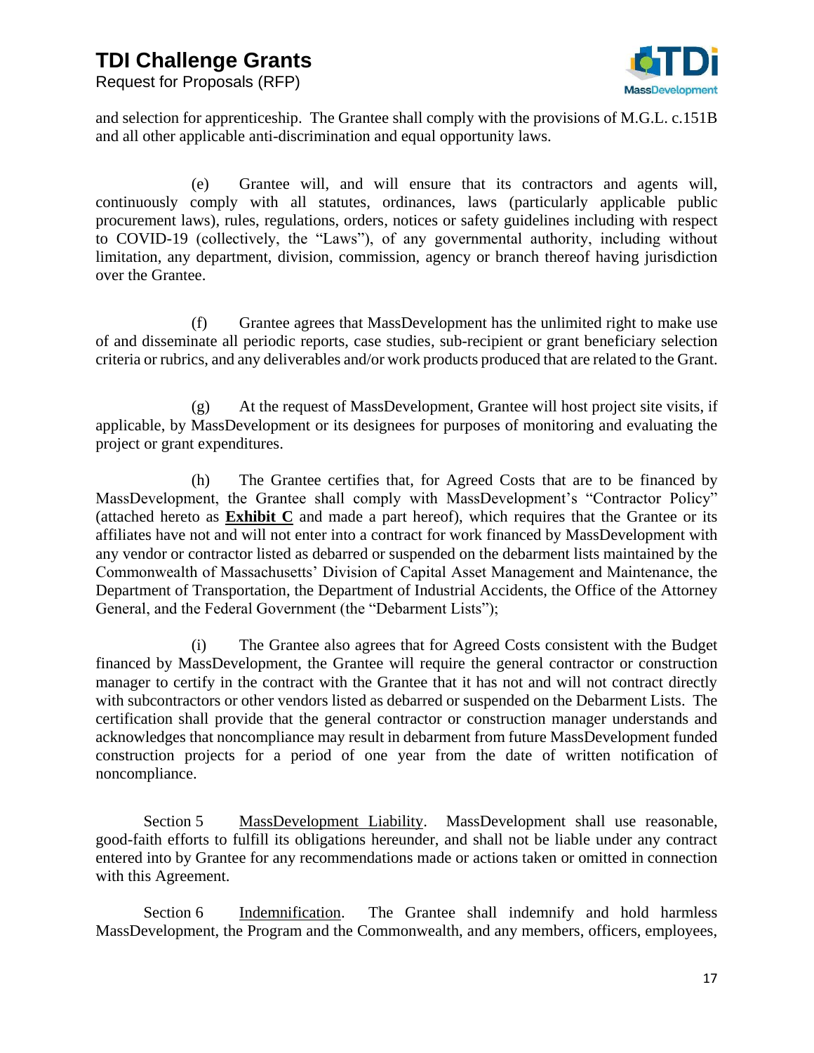and selection for apprenticeship. The Grantee shall comply with the provisions of M.G.L. c.151B and all other applicable anti-discrimination and equal opportunity laws.

(e) Grantee will, and will ensure that its contractors and agents will, continuously comply with all statutes, ordinances, laws (particularly applicable public procurement laws), rules, regulations, orders, notices or safety guidelines including with respect to COVID-19 (collectively, the "Laws"), of any governmental authority, including without limitation, any department, division, commission, agency or branch thereof having jurisdiction over the Grantee.

(f) Grantee agrees that MassDevelopment has the unlimited right to make use of and disseminate all periodic reports, case studies, sub-recipient or grant beneficiary selection criteria or rubrics, and any deliverables and/or work products produced that are related to the Grant.

(g) At the request of MassDevelopment, Grantee will host project site visits, if applicable, by MassDevelopment or its designees for purposes of monitoring and evaluating the project or grant expenditures.

(h) The Grantee certifies that, for Agreed Costs that are to be financed by MassDevelopment, the Grantee shall comply with MassDevelopment's "Contractor Policy" (attached hereto as **Exhibit C** and made a part hereof), which requires that the Grantee or its affiliates have not and will not enter into a contract for work financed by MassDevelopment with any vendor or contractor listed as debarred or suspended on the debarment lists maintained by the Commonwealth of Massachusetts' Division of Capital Asset Management and Maintenance, the Department of Transportation, the Department of Industrial Accidents, the Office of the Attorney General, and the Federal Government (the "Debarment Lists");

(i) The Grantee also agrees that for Agreed Costs consistent with the Budget financed by MassDevelopment, the Grantee will require the general contractor or construction manager to certify in the contract with the Grantee that it has not and will not contract directly with subcontractors or other vendors listed as debarred or suspended on the Debarment Lists. The certification shall provide that the general contractor or construction manager understands and acknowledges that noncompliance may result in debarment from future MassDevelopment funded construction projects for a period of one year from the date of written notification of noncompliance.

Section 5 MassDevelopment Liability. MassDevelopment shall use reasonable, good-faith efforts to fulfill its obligations hereunder, and shall not be liable under any contract entered into by Grantee for any recommendations made or actions taken or omitted in connection with this Agreement.

Section 6 Indemnification. The Grantee shall indemnify and hold harmless MassDevelopment, the Program and the Commonwealth, and any members, officers, employees,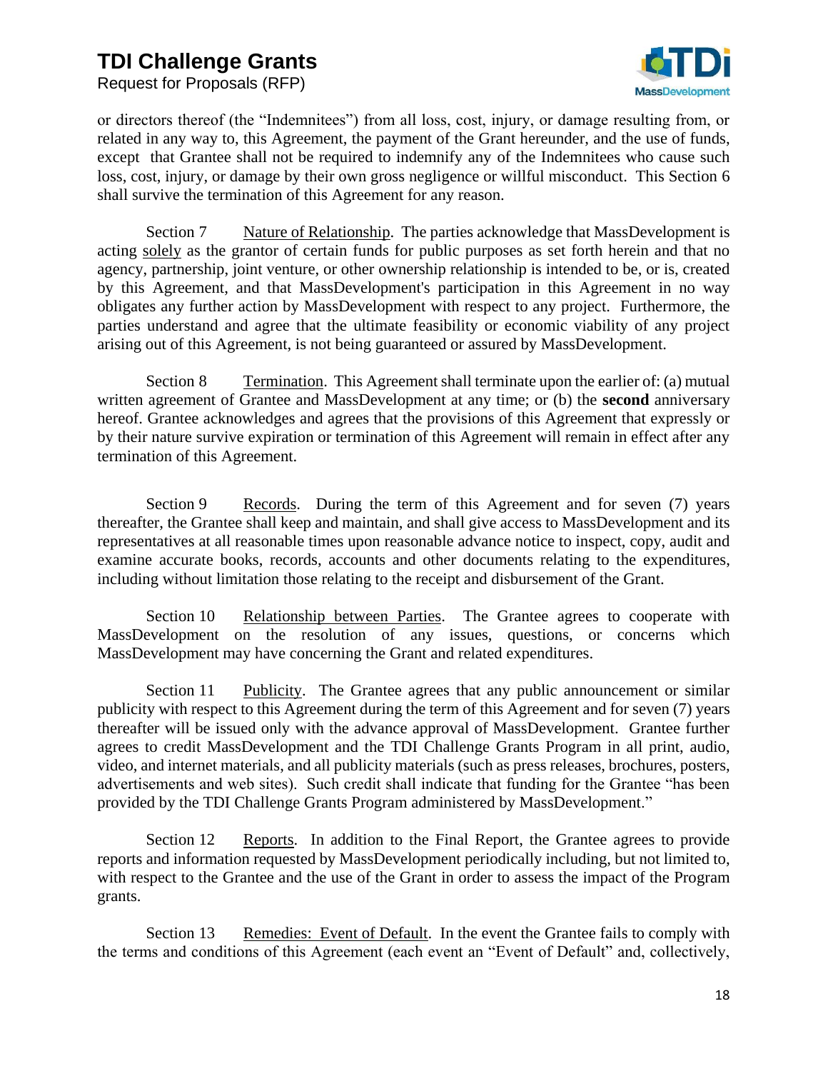or directors thereof (the "Indemnitees") from all loss, cost, injury, or damage resulting from, or related in any way to, this Agreement, the payment of the Grant hereunder, and the use of funds, except that Grantee shall not be required to indemnify any of the Indemnitees who cause such loss, cost, injury, or damage by their own gross negligence or willful misconduct. This Section 6 shall survive the termination of this Agreement for any reason.

Section 7 Nature of Relationship. The parties acknowledge that MassDevelopment is acting solely as the grantor of certain funds for public purposes as set forth herein and that no agency, partnership, joint venture, or other ownership relationship is intended to be, or is, created by this Agreement, and that MassDevelopment's participation in this Agreement in no way obligates any further action by MassDevelopment with respect to any project. Furthermore, the parties understand and agree that the ultimate feasibility or economic viability of any project arising out of this Agreement, is not being guaranteed or assured by MassDevelopment.

Section 8 Termination. This Agreement shall terminate upon the earlier of: (a) mutual written agreement of Grantee and MassDevelopment at any time; or (b) the **second** anniversary hereof. Grantee acknowledges and agrees that the provisions of this Agreement that expressly or by their nature survive expiration or termination of this Agreement will remain in effect after any termination of this Agreement.

Section 9 Records. During the term of this Agreement and for seven (7) years thereafter, the Grantee shall keep and maintain, and shall give access to MassDevelopment and its representatives at all reasonable times upon reasonable advance notice to inspect, copy, audit and examine accurate books, records, accounts and other documents relating to the expenditures, including without limitation those relating to the receipt and disbursement of the Grant.

Section 10 Relationship between Parties. The Grantee agrees to cooperate with MassDevelopment on the resolution of any issues, questions, or concerns which MassDevelopment may have concerning the Grant and related expenditures.

Section 11 Publicity. The Grantee agrees that any public announcement or similar publicity with respect to this Agreement during the term of this Agreement and for seven (7) years thereafter will be issued only with the advance approval of MassDevelopment. Grantee further agrees to credit MassDevelopment and the TDI Challenge Grants Program in all print, audio, video, and internet materials, and all publicity materials (such as press releases, brochures, posters, advertisements and web sites). Such credit shall indicate that funding for the Grantee "has been provided by the TDI Challenge Grants Program administered by MassDevelopment."

Section 12 Reports. In addition to the Final Report, the Grantee agrees to provide reports and information requested by MassDevelopment periodically including, but not limited to, with respect to the Grantee and the use of the Grant in order to assess the impact of the Program grants.

Section 13 Remedies: Event of Default. In the event the Grantee fails to comply with the terms and conditions of this Agreement (each event an "Event of Default" and, collectively,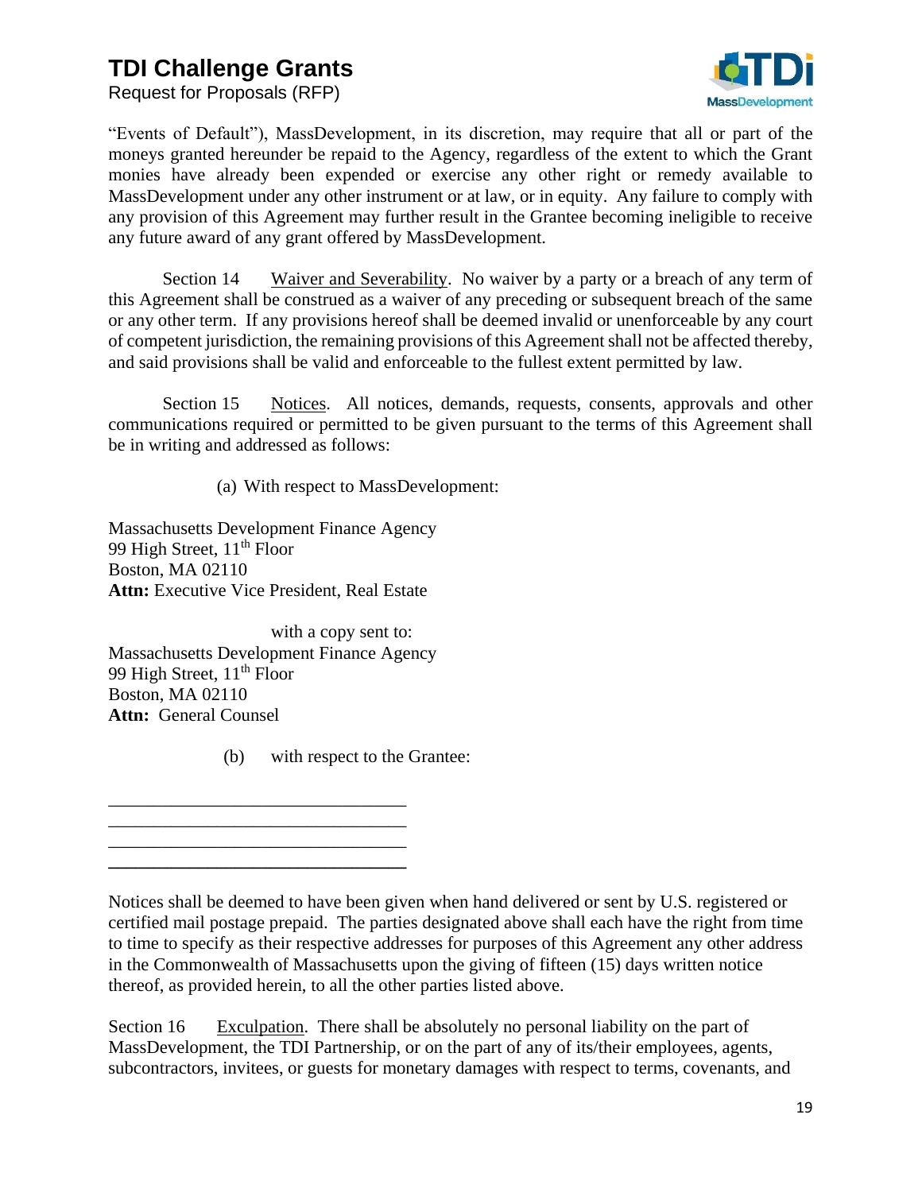"Events of Default"), MassDevelopment, in its discretion, may require that all or part of the moneys granted hereunder be repaid to the Agency, regardless of the extent to which the Grant monies have already been expended or exercise any other right or remedy available to MassDevelopment under any other instrument or at law, or in equity. Any failure to comply with any provision of this Agreement may further result in the Grantee becoming ineligible to receive any future award of any grant offered by MassDevelopment.

Section 14 Waiver and Severability. No waiver by a party or a breach of any term of this Agreement shall be construed as a waiver of any preceding or subsequent breach of the same or any other term. If any provisions hereof shall be deemed invalid or unenforceable by any court of competent jurisdiction, the remaining provisions of this Agreement shall not be affected thereby, and said provisions shall be valid and enforceable to the fullest extent permitted by law.

Section 15 Notices. All notices, demands, requests, consents, approvals and other communications required or permitted to be given pursuant to the terms of this Agreement shall be in writing and addressed as follows:

(a) With respect to MassDevelopment:

Massachusetts Development Finance Agency
99 High Street, 11th Floor
Boston, MA 02110
**Attn:** Executive Vice President, Real Estate

with a copy sent to:
Massachusetts Development Finance Agency
99 High Street, 11th Floor
Boston, MA 02110
**Attn:** General Counsel

(b) with respect to the Grantee:

______________________________
______________________________
______________________________
______________________________

Notices shall be deemed to have been given when hand delivered or sent by U.S. registered or certified mail postage prepaid. The parties designated above shall each have the right from time to time to specify as their respective addresses for purposes of this Agreement any other address in the Commonwealth of Massachusetts upon the giving of fifteen (15) days written notice thereof, as provided herein, to all the other parties listed above.

Section 16 Exculpation. There shall be absolutely no personal liability on the part of MassDevelopment, the TDI Partnership, or on the part of any of its/their employees, agents, subcontractors, invitees, or guests for monetary damages with respect to terms, covenants, and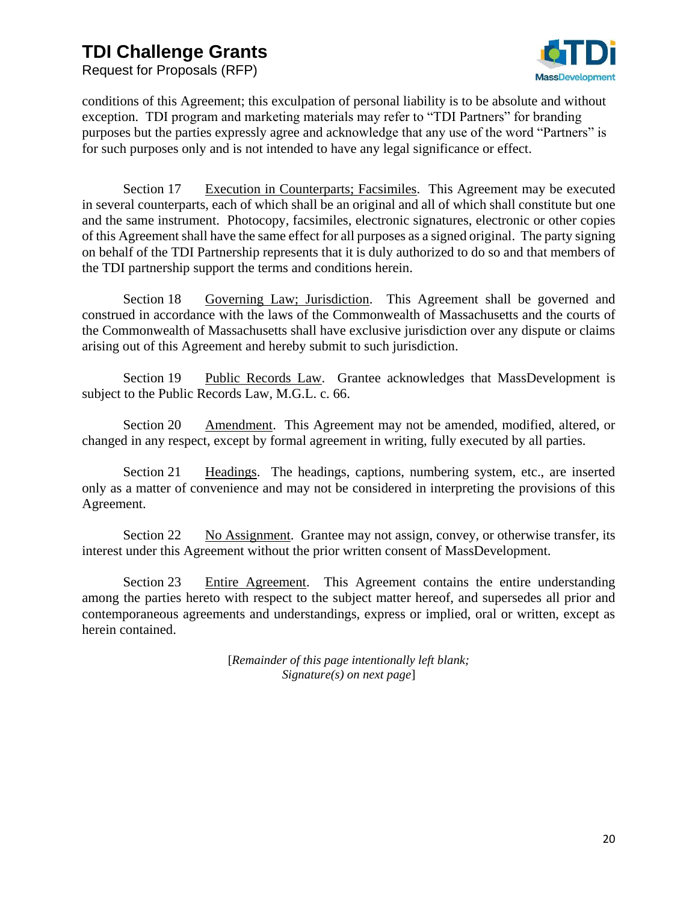conditions of this Agreement; this exculpation of personal liability is to be absolute and without exception. TDI program and marketing materials may refer to "TDI Partners" for branding purposes but the parties expressly agree and acknowledge that any use of the word "Partners" is for such purposes only and is not intended to have any legal significance or effect.

Section 17 Execution in Counterparts; Facsimiles. This Agreement may be executed in several counterparts, each of which shall be an original and all of which shall constitute but one and the same instrument. Photocopy, facsimiles, electronic signatures, electronic or other copies of this Agreement shall have the same effect for all purposes as a signed original. The party signing on behalf of the TDI Partnership represents that it is duly authorized to do so and that members of the TDI partnership support the terms and conditions herein.

Section 18 Governing Law; Jurisdiction. This Agreement shall be governed and construed in accordance with the laws of the Commonwealth of Massachusetts and the courts of the Commonwealth of Massachusetts shall have exclusive jurisdiction over any dispute or claims arising out of this Agreement and hereby submit to such jurisdiction.

Section 19 Public Records Law. Grantee acknowledges that MassDevelopment is subject to the Public Records Law, M.G.L. c. 66.

Section 20 Amendment. This Agreement may not be amended, modified, altered, or changed in any respect, except by formal agreement in writing, fully executed by all parties.

Section 21 Headings. The headings, captions, numbering system, etc., are inserted only as a matter of convenience and may not be considered in interpreting the provisions of this Agreement.

Section 22 No Assignment. Grantee may not assign, convey, or otherwise transfer, its interest under this Agreement without the prior written consent of MassDevelopment.

Section 23 Entire Agreement. This Agreement contains the entire understanding among the parties hereto with respect to the subject matter hereof, and supersedes all prior and contemporaneous agreements and understandings, express or implied, oral or written, except as herein contained.

[*Remainder of this page intentionally left blank; Signature(s) on next page*]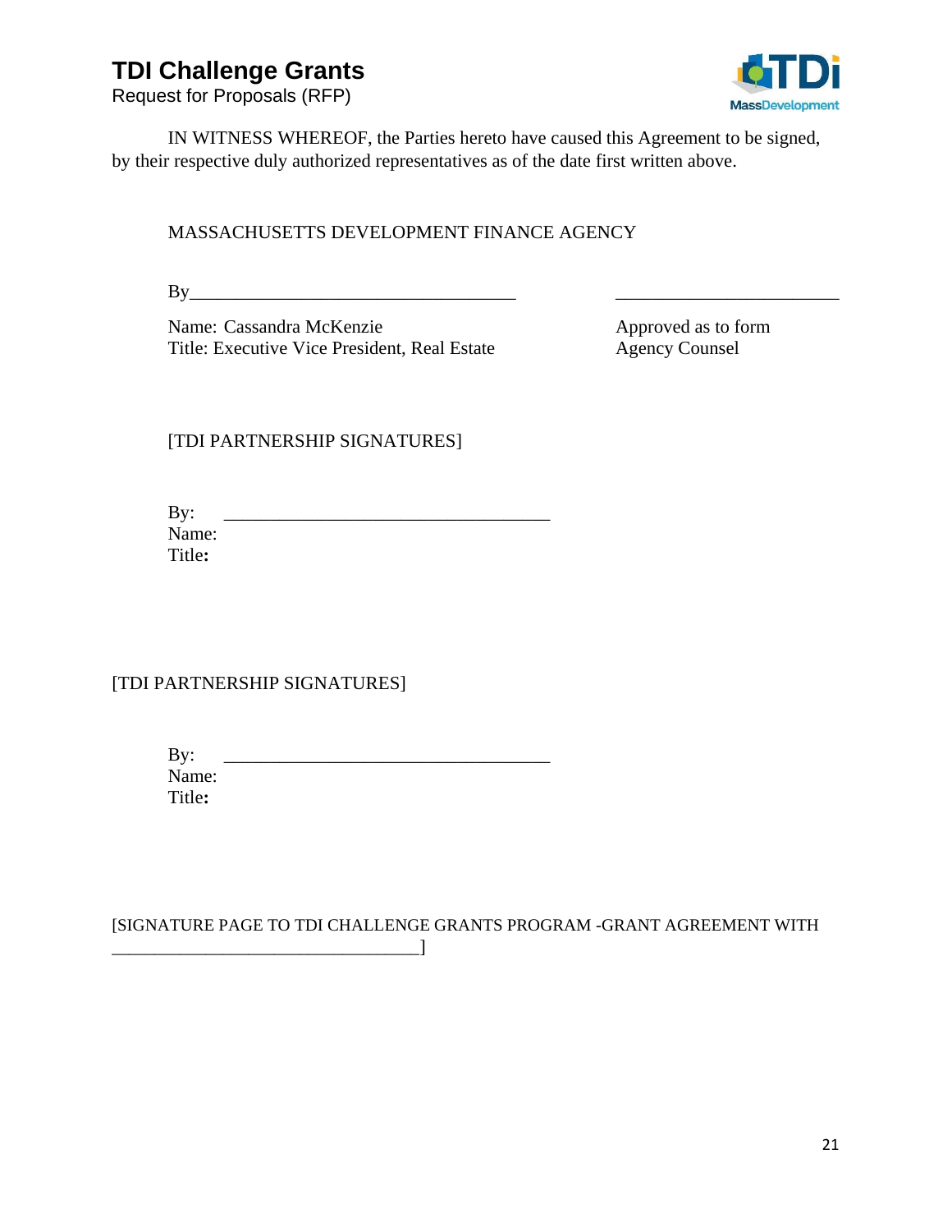IN WITNESS WHEREOF, the Parties hereto have caused this Agreement to be signed, by their respective duly authorized representatives as of the date first written above.

MASSACHUSETTS DEVELOPMENT FINANCE AGENCY

By____________________________________ ________________________

Name: Cassandra McKenzie
Title: Executive Vice President, Real Estate

Approved as to form
Agency Counsel

[TDI PARTNERSHIP SIGNATURES]

By: ____________________________________
Name:
Title:

[TDI PARTNERSHIP SIGNATURES]

By: ____________________________________
Name:
Title:

[SIGNATURE PAGE TO TDI CHALLENGE GRANTS PROGRAM -GRANT AGREEMENT WITH ___________________________________]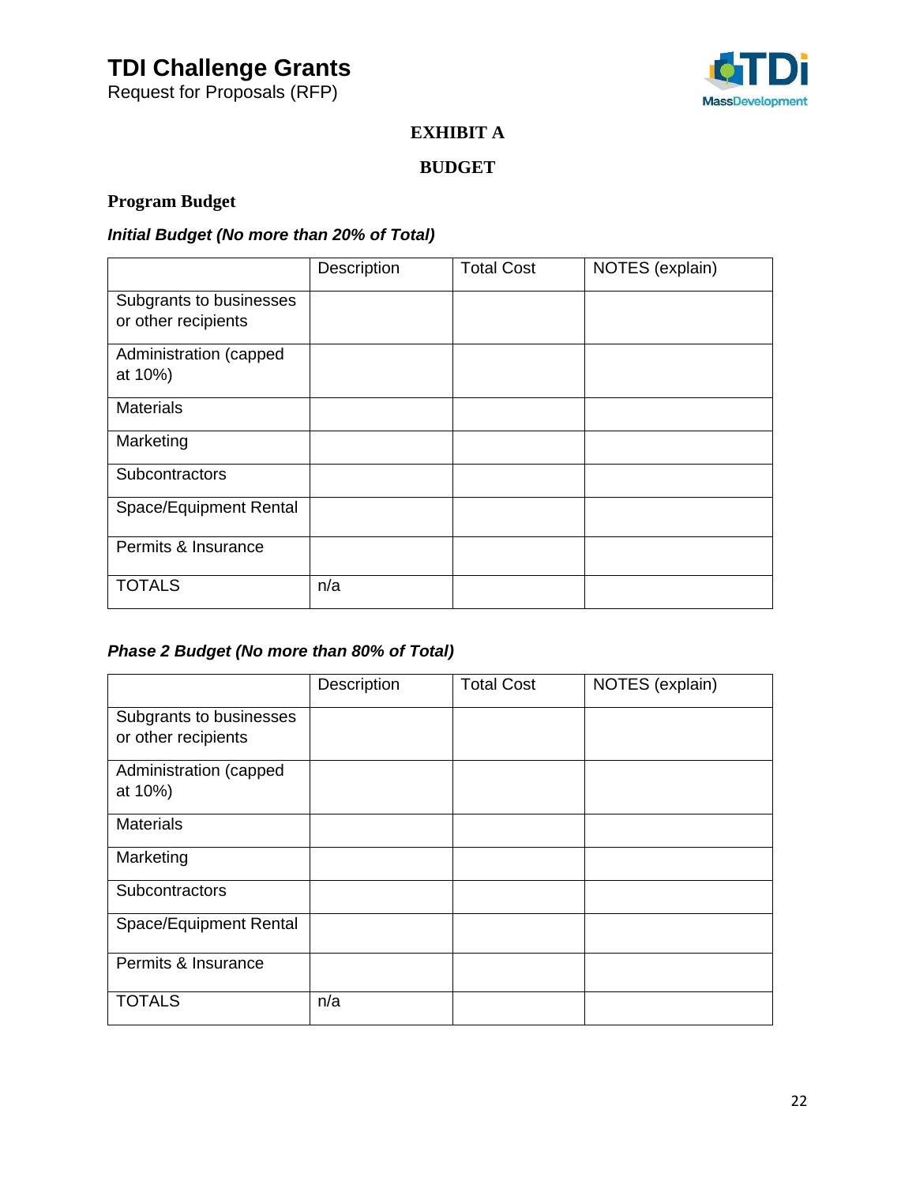# EXHIBIT A

## BUDGET

### Program Budget

***Initial Budget (No more than 20% of Total)***

| | Description | Total Cost | NOTES (explain) |
|---|---|---|---|
| Subgrants to businesses or other recipients | | | |
| Administration (capped at 10%) | | | |
| Materials | | | |
| Marketing | | | |
| Subcontractors | | | |
| Space/Equipment Rental | | | |
| Permits & Insurance | | | |
| TOTALS | n/a | | |

***Phase 2 Budget (No more than 80% of Total)***

| | Description | Total Cost | NOTES (explain) |
|---|---|---|---|
| Subgrants to businesses or other recipients | | | |
| Administration (capped at 10%) | | | |
| Materials | | | |
| Marketing | | | |
| Subcontractors | | | |
| Space/Equipment Rental | | | |
| Permits & Insurance | | | |
| TOTALS | n/a | | |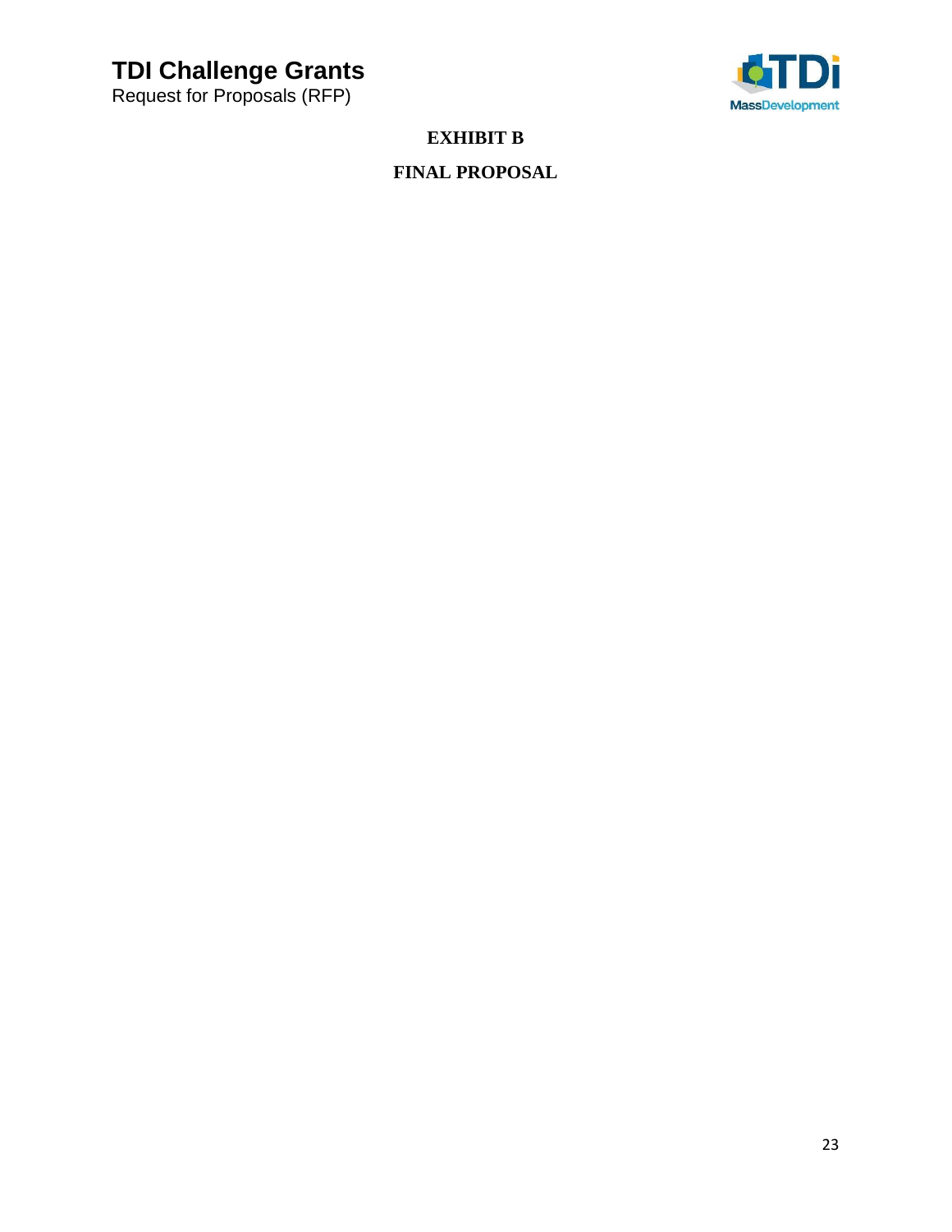# EXHIBIT B

## FINAL PROPOSAL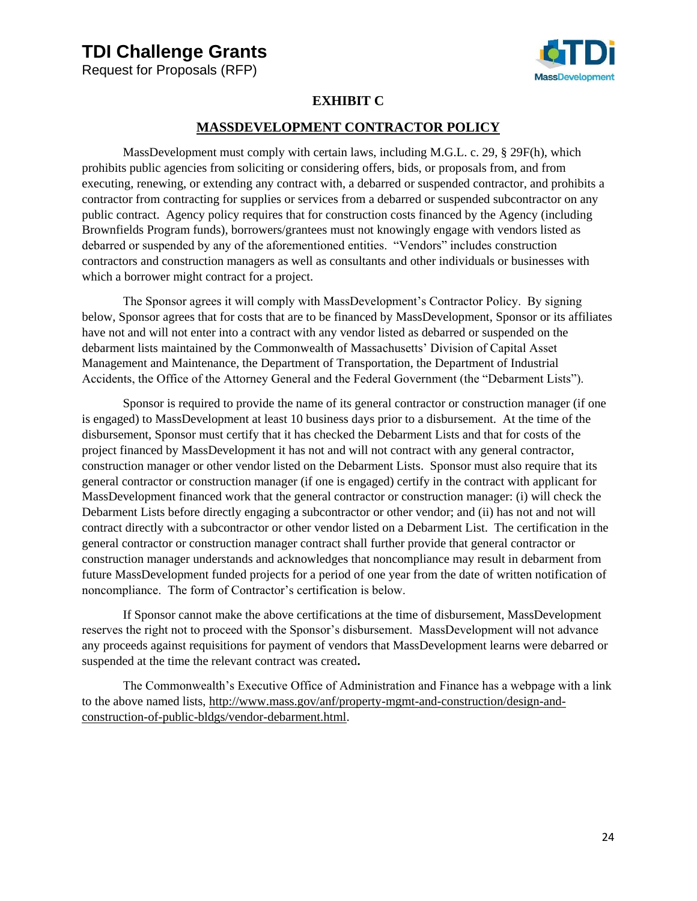## EXHIBIT C

## MASSDEVELOPMENT CONTRACTOR POLICY

MassDevelopment must comply with certain laws, including M.G.L. c. 29, § 29F(h), which prohibits public agencies from soliciting or considering offers, bids, or proposals from, and from executing, renewing, or extending any contract with, a debarred or suspended contractor, and prohibits a contractor from contracting for supplies or services from a debarred or suspended subcontractor on any public contract. Agency policy requires that for construction costs financed by the Agency (including Brownfields Program funds), borrowers/grantees must not knowingly engage with vendors listed as debarred or suspended by any of the aforementioned entities. "Vendors" includes construction contractors and construction managers as well as consultants and other individuals or businesses with which a borrower might contract for a project.

The Sponsor agrees it will comply with MassDevelopment's Contractor Policy. By signing below, Sponsor agrees that for costs that are to be financed by MassDevelopment, Sponsor or its affiliates have not and will not enter into a contract with any vendor listed as debarred or suspended on the debarment lists maintained by the Commonwealth of Massachusetts' Division of Capital Asset Management and Maintenance, the Department of Transportation, the Department of Industrial Accidents, the Office of the Attorney General and the Federal Government (the "Debarment Lists").

Sponsor is required to provide the name of its general contractor or construction manager (if one is engaged) to MassDevelopment at least 10 business days prior to a disbursement. At the time of the disbursement, Sponsor must certify that it has checked the Debarment Lists and that for costs of the project financed by MassDevelopment it has not and will not contract with any general contractor, construction manager or other vendor listed on the Debarment Lists. Sponsor must also require that its general contractor or construction manager (if one is engaged) certify in the contract with applicant for MassDevelopment financed work that the general contractor or construction manager: (i) will check the Debarment Lists before directly engaging a subcontractor or other vendor; and (ii) has not and not will contract directly with a subcontractor or other vendor listed on a Debarment List. The certification in the general contractor or construction manager contract shall further provide that general contractor or construction manager understands and acknowledges that noncompliance may result in debarment from future MassDevelopment funded projects for a period of one year from the date of written notification of noncompliance. The form of Contractor's certification is below.

If Sponsor cannot make the above certifications at the time of disbursement, MassDevelopment reserves the right not to proceed with the Sponsor's disbursement. MassDevelopment will not advance any proceeds against requisitions for payment of vendors that MassDevelopment learns were debarred or suspended at the time the relevant contract was created**.**

The Commonwealth's Executive Office of Administration and Finance has a webpage with a link to the above named lists, http://www.mass.gov/anf/property-mgmt-and-construction/design-and-construction-of-public-bldgs/vendor-debarment.html.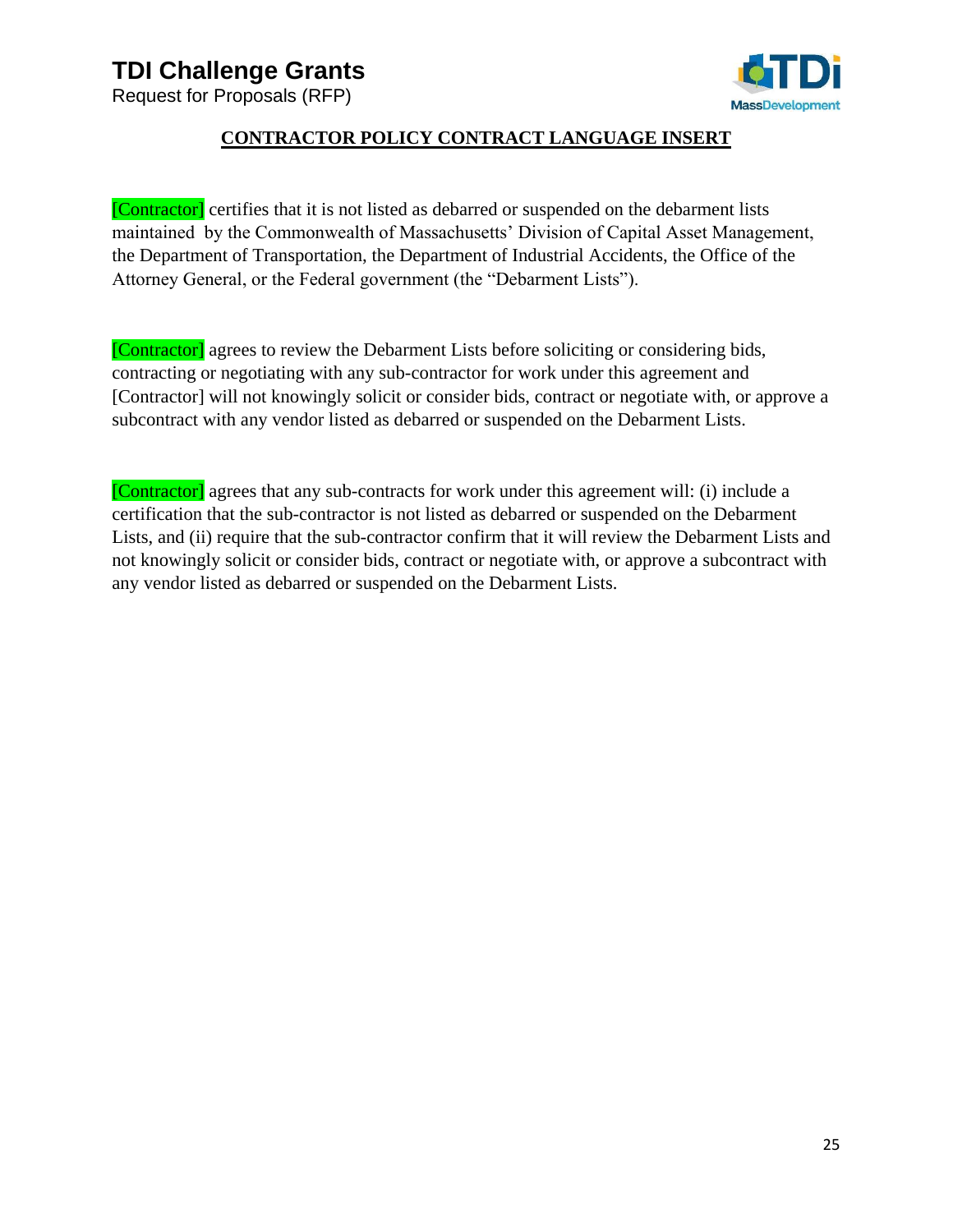## CONTRACTOR POLICY CONTRACT LANGUAGE INSERT

[Contractor] certifies that it is not listed as debarred or suspended on the debarment lists maintained by the Commonwealth of Massachusetts' Division of Capital Asset Management, the Department of Transportation, the Department of Industrial Accidents, the Office of the Attorney General, or the Federal government (the "Debarment Lists").

[Contractor] agrees to review the Debarment Lists before soliciting or considering bids, contracting or negotiating with any sub-contractor for work under this agreement and [Contractor] will not knowingly solicit or consider bids, contract or negotiate with, or approve a subcontract with any vendor listed as debarred or suspended on the Debarment Lists.

[Contractor] agrees that any sub-contracts for work under this agreement will: (i) include a certification that the sub-contractor is not listed as debarred or suspended on the Debarment Lists, and (ii) require that the sub-contractor confirm that it will review the Debarment Lists and not knowingly solicit or consider bids, contract or negotiate with, or approve a subcontract with any vendor listed as debarred or suspended on the Debarment Lists.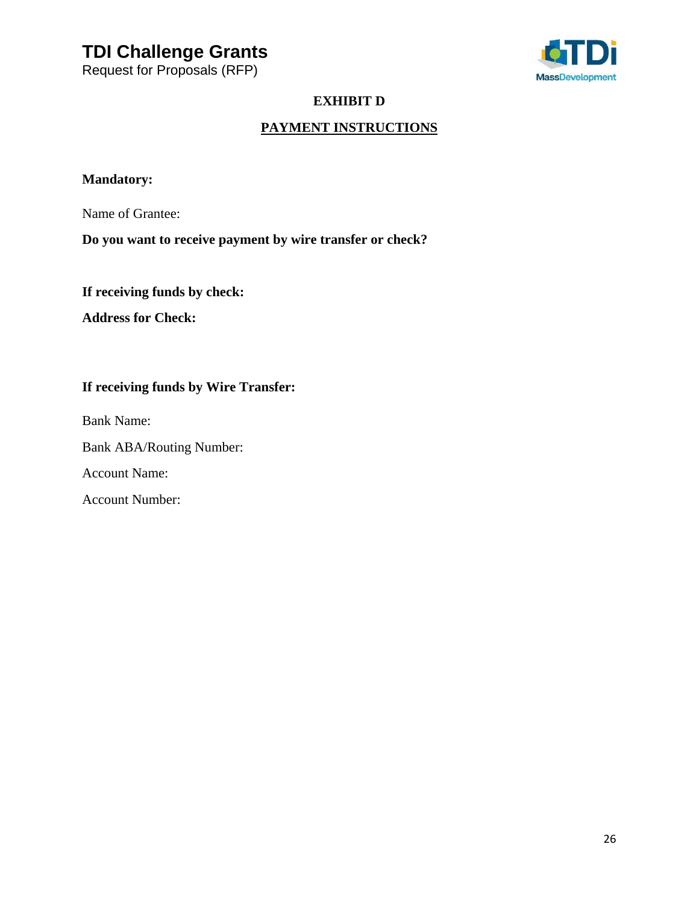# EXHIBIT D

## PAYMENT INSTRUCTIONS

**Mandatory:**

Name of Grantee:

**Do you want to receive payment by wire transfer or check?**

**If receiving funds by check:**

**Address for Check:**

**If receiving funds by Wire Transfer:**

Bank Name:

Bank ABA/Routing Number:

Account Name:

Account Number: